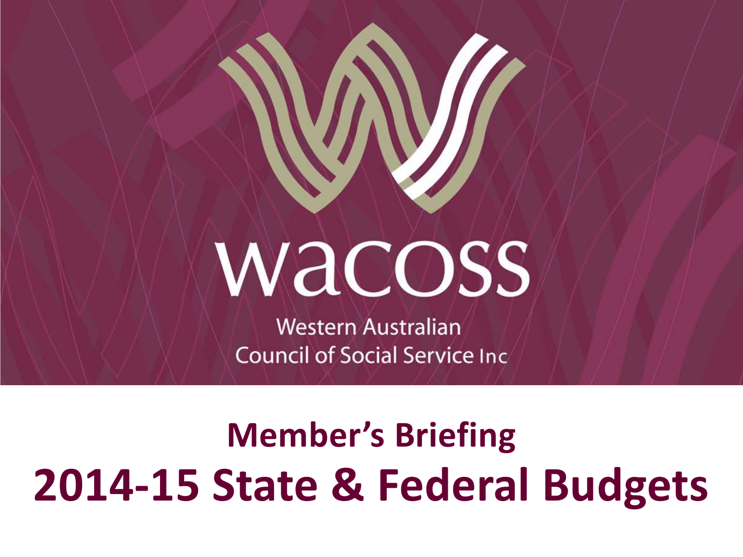wacoss

Western Australian Council of Social Service Inc

# Member's Briefing

# 2014-15 State & Federal Budgets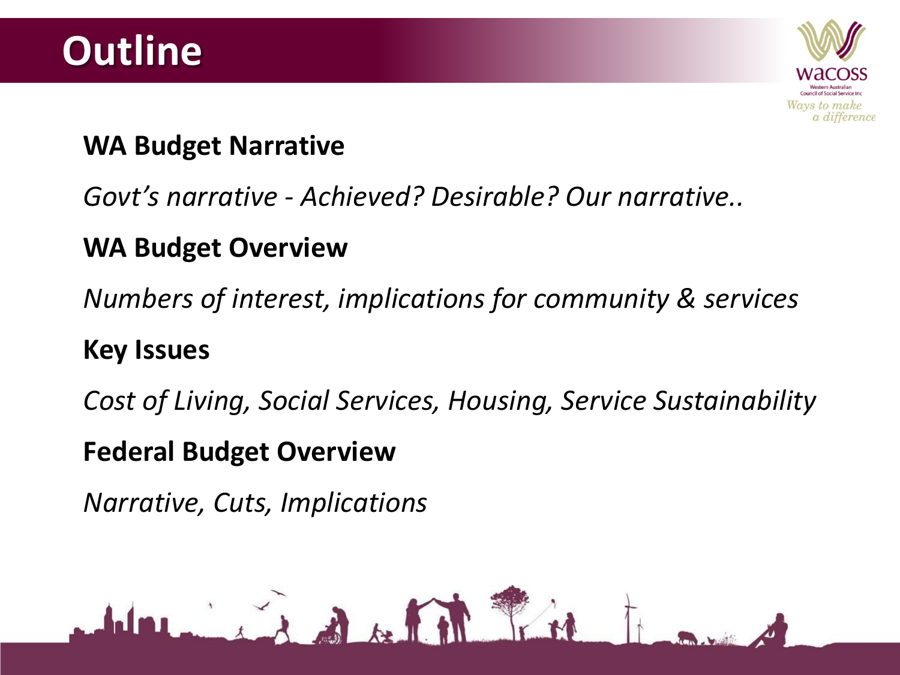# Outline

**WA Budget Narrative**

*Govt's narrative - Achieved? Desirable? Our narrative..*

**WA Budget Overview**

*Numbers of interest, implications for community & services*

**Key Issues**

*Cost of Living, Social Services, Housing, Service Sustainability*

**Federal Budget Overview**

*Narrative, Cuts, Implications*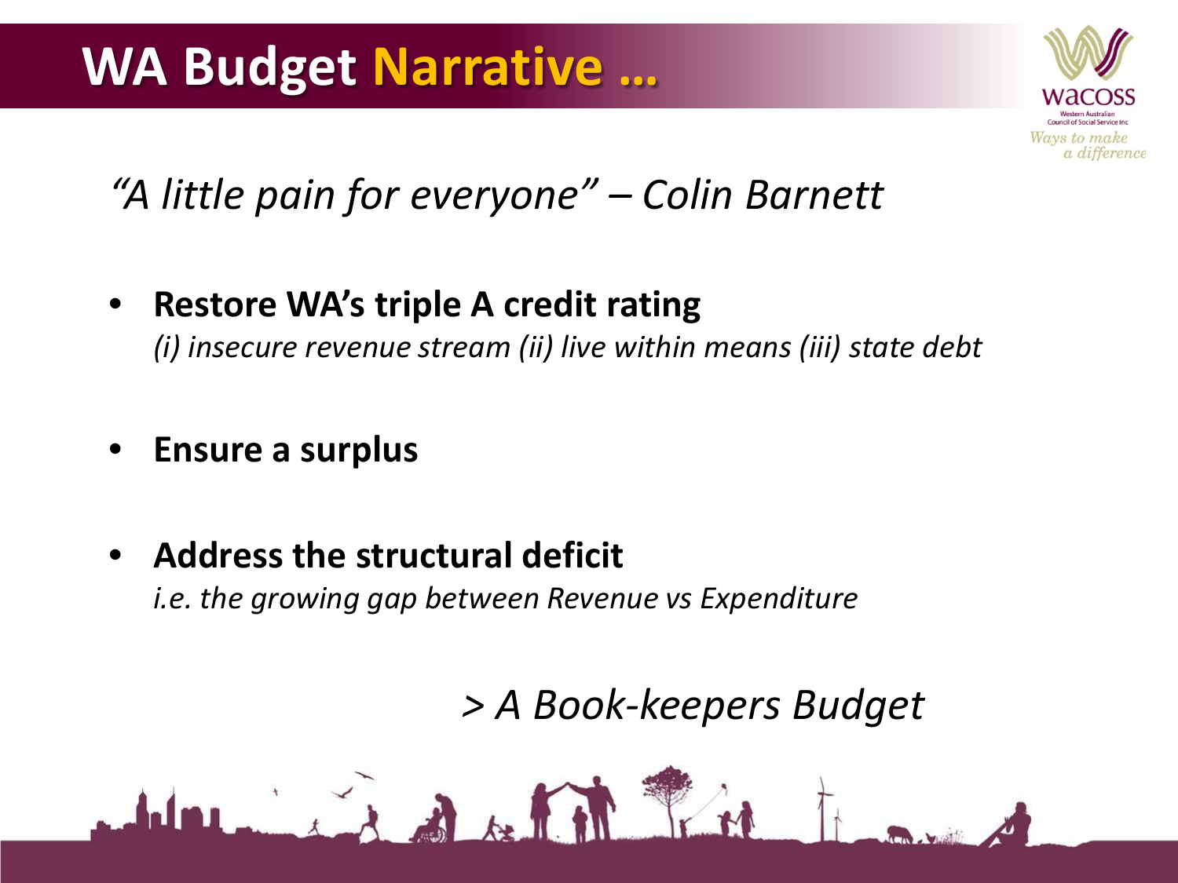# WA Budget Narrative …

*"A little pain for everyone" – Colin Barnett*

- **Restore WA's triple A credit rating**
  *(i) insecure revenue stream (ii) live within means (iii) state debt*

- **Ensure a surplus**

- **Address the structural deficit**
  *i.e. the growing gap between Revenue vs Expenditure*

*> A Book-keepers Budget*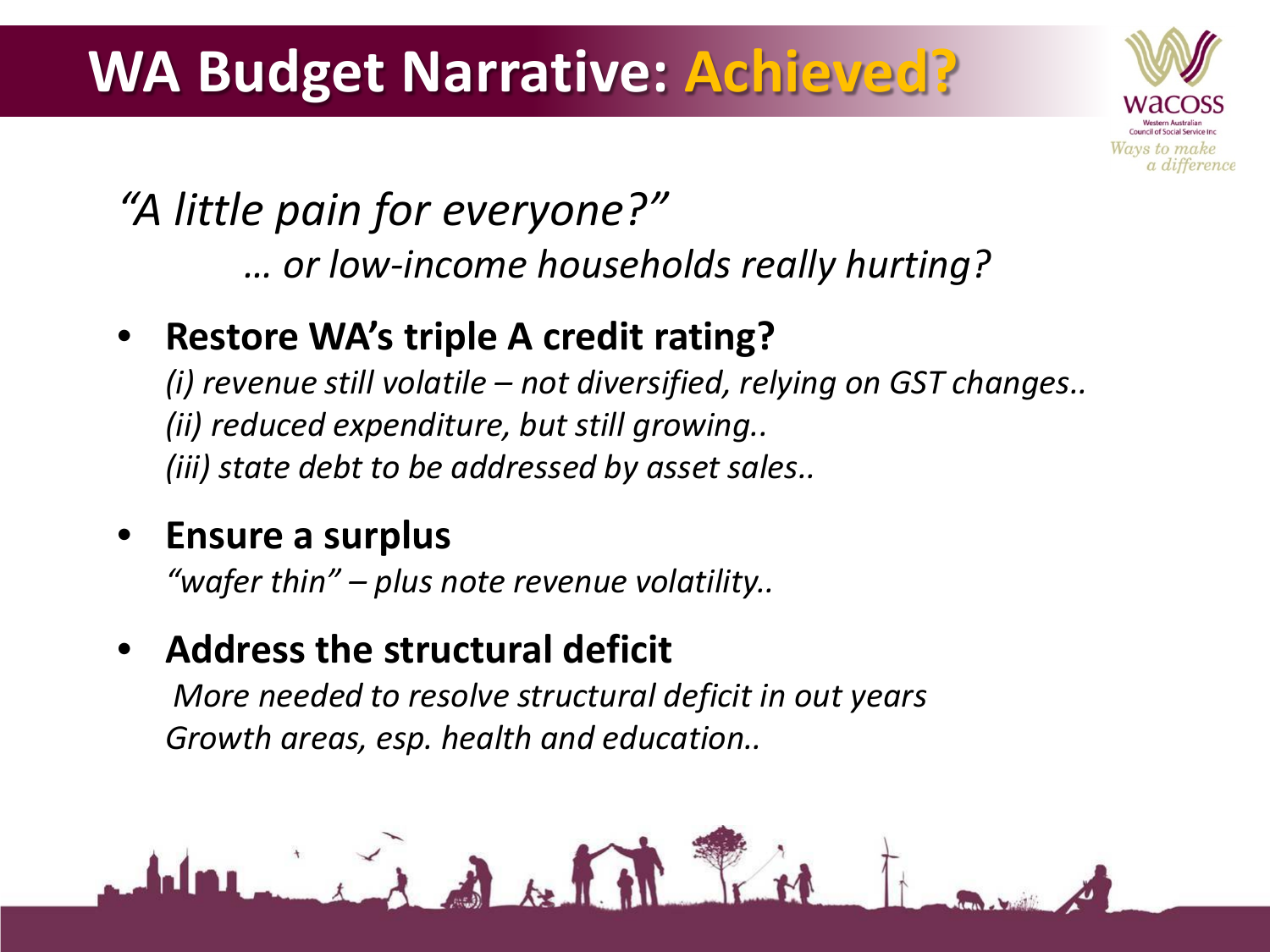# WA Budget Narrative: Achieved?

*"A little pain for everyone?"*

*… or low-income households really hurting?*

- **Restore WA's triple A credit rating?**
  *(i) revenue still volatile – not diversified, relying on GST changes..*
  *(ii) reduced expenditure, but still growing..*
  *(iii) state debt to be addressed by asset sales..*

- **Ensure a surplus**
  *"wafer thin" – plus note revenue volatility..*

- **Address the structural deficit**
  *More needed to resolve structural deficit in out years*
  *Growth areas, esp. health and education..*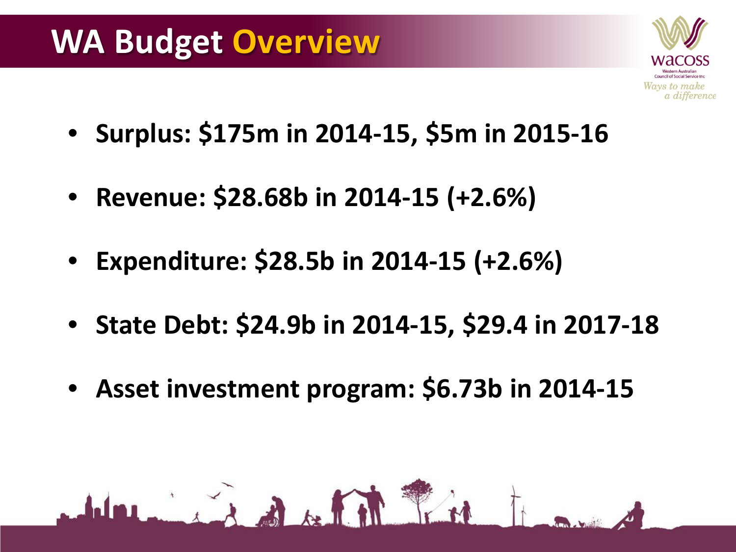# WA Budget Overview

- **Surplus: $175m in 2014-15, $5m in 2015-16**
- **Revenue: $28.68b in 2014-15 (+2.6%)**
- **Expenditure: $28.5b in 2014-15 (+2.6%)**
- **State Debt: $24.9b in 2014-15, $29.4 in 2017-18**
- **Asset investment program: $6.73b in 2014-15**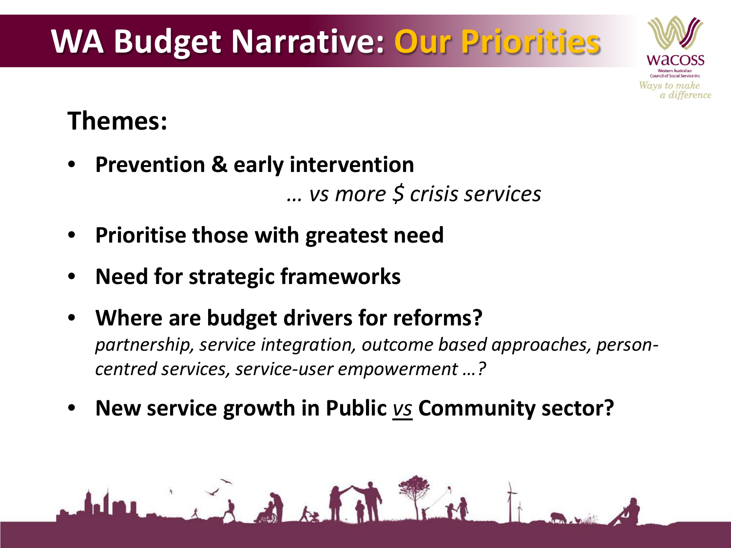# WA Budget Narrative: Our Priorities

## Themes:

- **Prevention & early intervention**

  *… vs more $ crisis services*

- **Prioritise those with greatest need**
- **Need for strategic frameworks**
- **Where are budget drivers for reforms?**

  *partnership, service integration, outcome based approaches, person-centred services, service-user empowerment …?*

- **New service growth in Public *vs* Community sector?**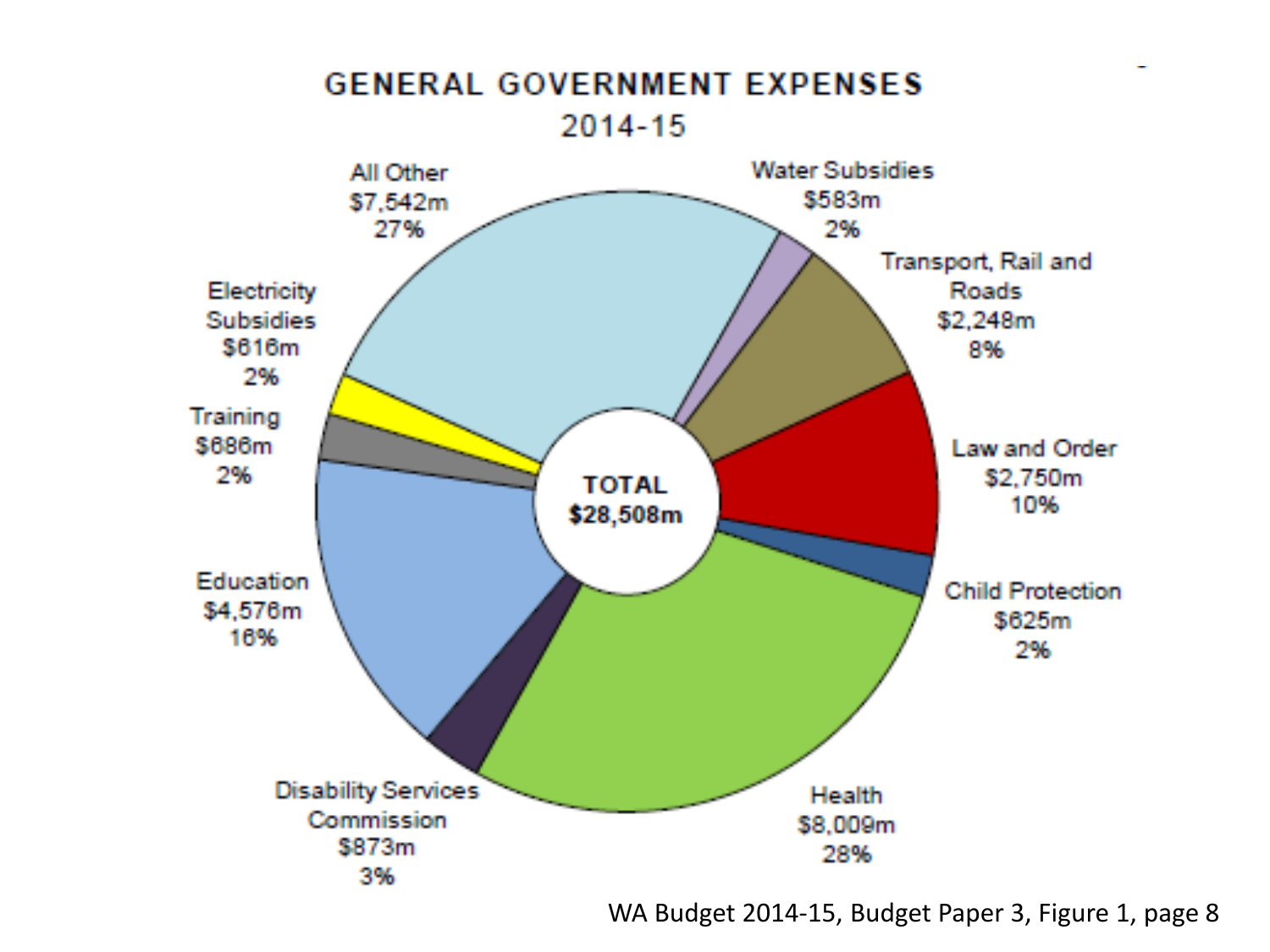# GENERAL GOVERNMENT EXPENSES

2014-15

| Category | Amount | Share |
|---|---|---|
| All Other | $7,542m | 27% |
| Water Subsidies | $583m | 2% |
| Transport, Rail and Roads | $2,248m | 8% |
| Law and Order | $2,750m | 10% |
| Child Protection | $625m | 2% |
| Health | $8,009m | 28% |
| Disability Services Commission | $873m | 3% |
| Education | $4,576m | 16% |
| Training | $686m | 2% |
| Electricity Subsidies | $616m | 2% |
| **TOTAL** | **$28,508m** | |

WA Budget 2014-15, Budget Paper 3, Figure 1, page 8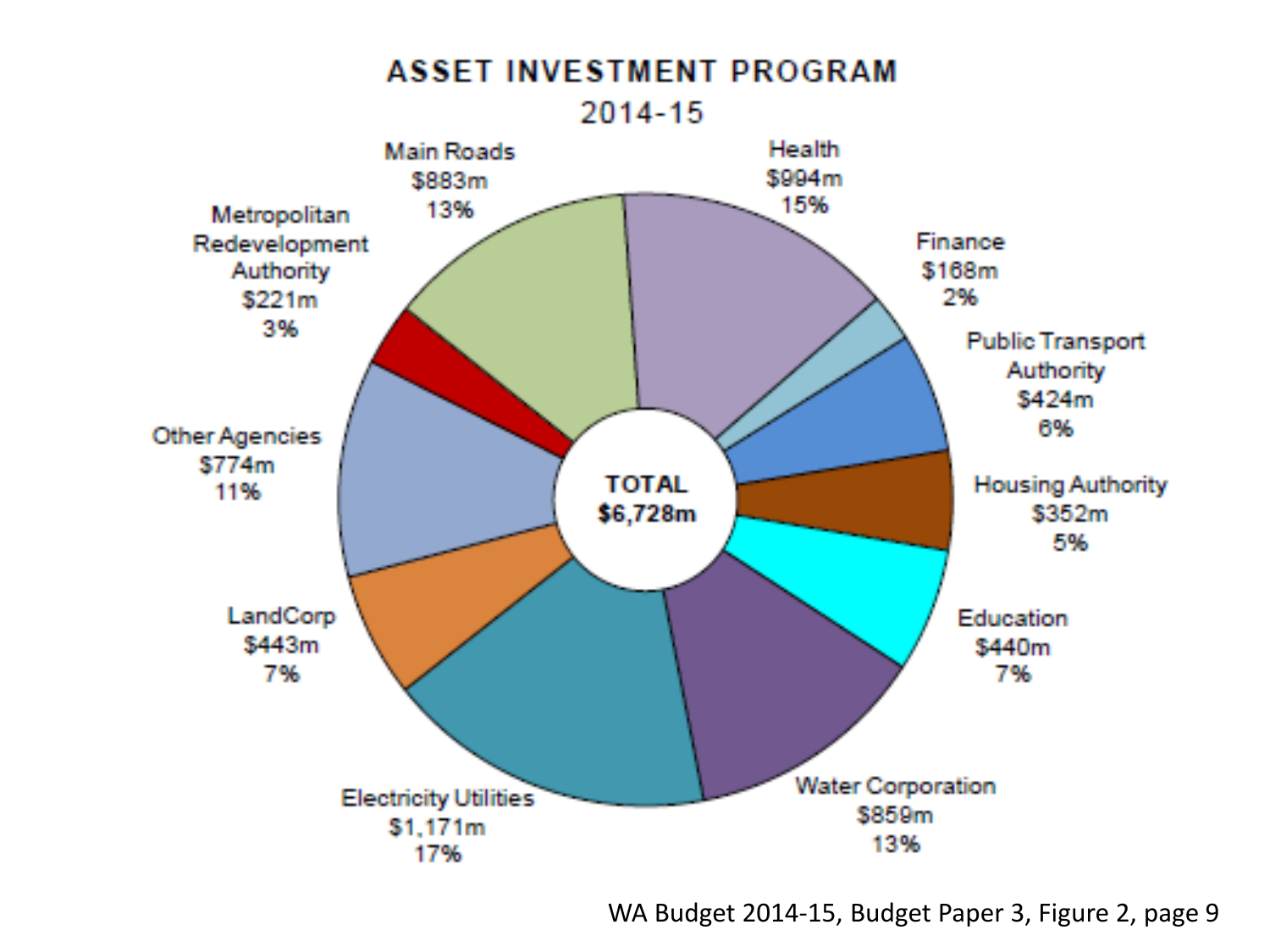# ASSET INVESTMENT PROGRAM

## 2014-15

| Agency | Amount | Share |
| --- | --- | --- |
| Health | $994m | 15% |
| Finance | $168m | 2% |
| Public Transport Authority | $424m | 6% |
| Housing Authority | $352m | 5% |
| Education | $440m | 7% |
| Water Corporation | $859m | 13% |
| Electricity Utilities | $1,171m | 17% |
| LandCorp | $443m | 7% |
| Other Agencies | $774m | 11% |
| Metropolitan Redevelopment Authority | $221m | 3% |
| Main Roads | $883m | 13% |
| **TOTAL** | **$6,728m** | |

WA Budget 2014-15, Budget Paper 3, Figure 2, page 9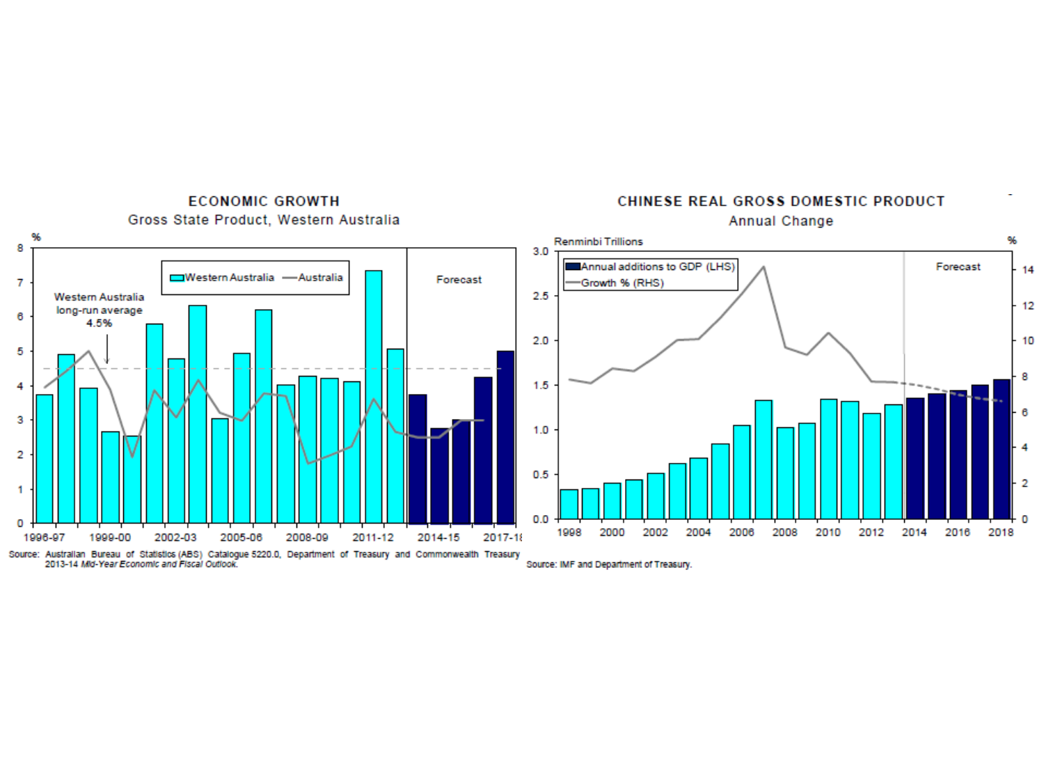## ECONOMIC GROWTH

Gross State Product, Western Australia

Source: Australian Bureau of Statistics (ABS) Catalogue 5220.0, Department of Treasury and Commonwealth Treasury 2013-14 *Mid-Year Economic and Fiscal Outlook*.

## CHINESE REAL GROSS DOMESTIC PRODUCT

Annual Change

Source: IMF and Department of Treasury.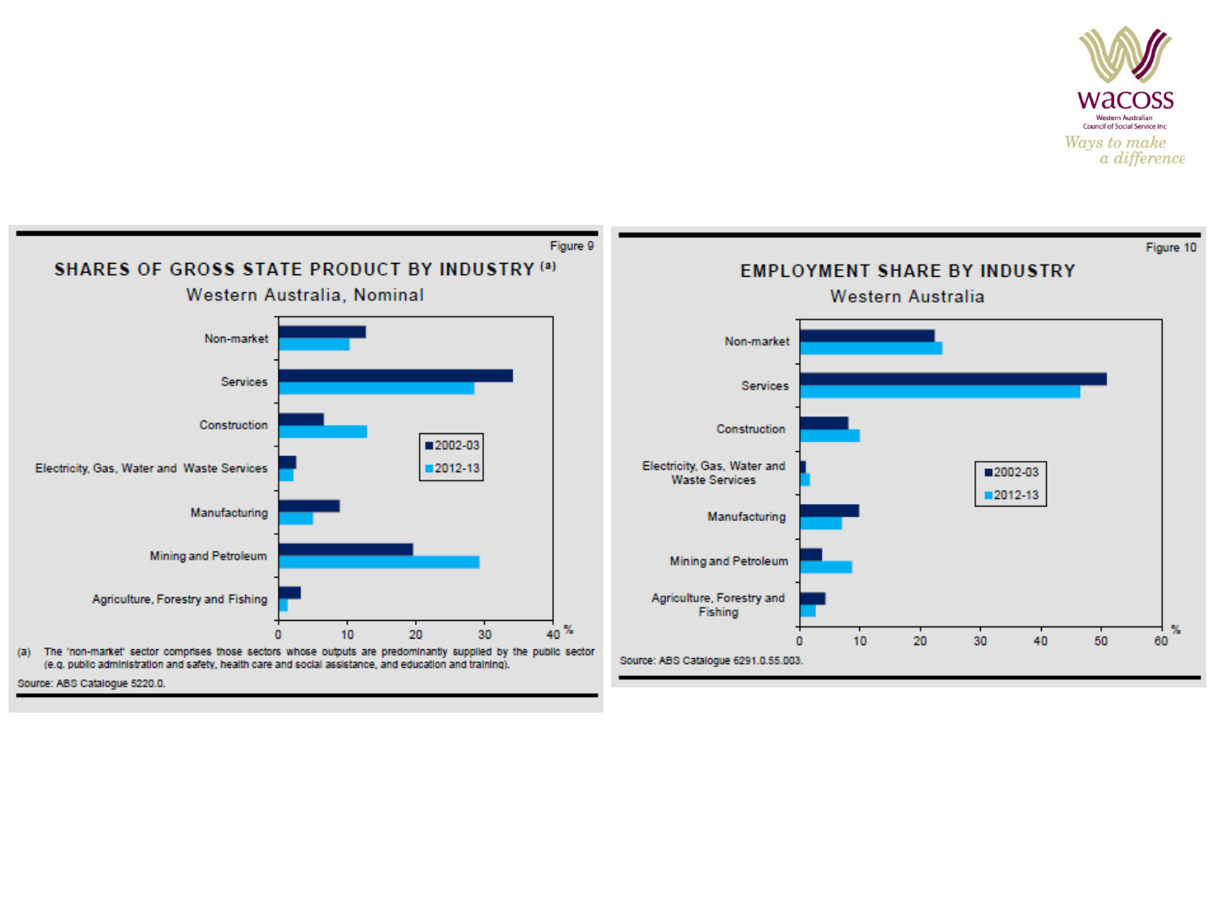Figure 9

## SHARES OF GROSS STATE PRODUCT BY INDUSTRY [a]

Western Australia, Nominal

| Industry | 2002-03 | 2012-13 |
| --- | --- | --- |
| Non-market | | |
| Services | | |
| Construction | | |
| Electricity, Gas, Water and Waste Services | | |
| Manufacturing | | |
| Mining and Petroleum | | |
| Agriculture, Forestry and Fishing | | |

(a) The 'non-market' sector comprises those sectors whose outputs are predominantly supplied by the public sector (e.g. public administration and safety, health care and social assistance, and education and training).

Source: ABS Catalogue 5220.0.

Figure 10

## EMPLOYMENT SHARE BY INDUSTRY

Western Australia

| Industry | 2002-03 | 2012-13 |
| --- | --- | --- |
| Non-market | | |
| Services | | |
| Construction | | |
| Electricity, Gas, Water and Waste Services | | |
| Manufacturing | | |
| Mining and Petroleum | | |
| Agriculture, Forestry and Fishing | | |

Source: ABS Catalogue 6291.0.55.003.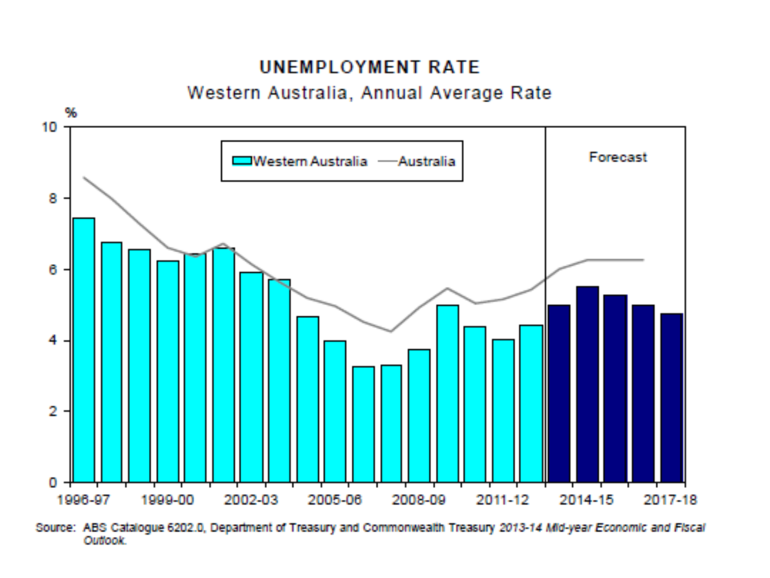**UNEMPLOYMENT RATE**

Western Australia, Annual Average Rate

Source: ABS Catalogue 6202.0, Department of Treasury and Commonwealth Treasury *2013-14 Mid-year Economic and Fiscal Outlook.*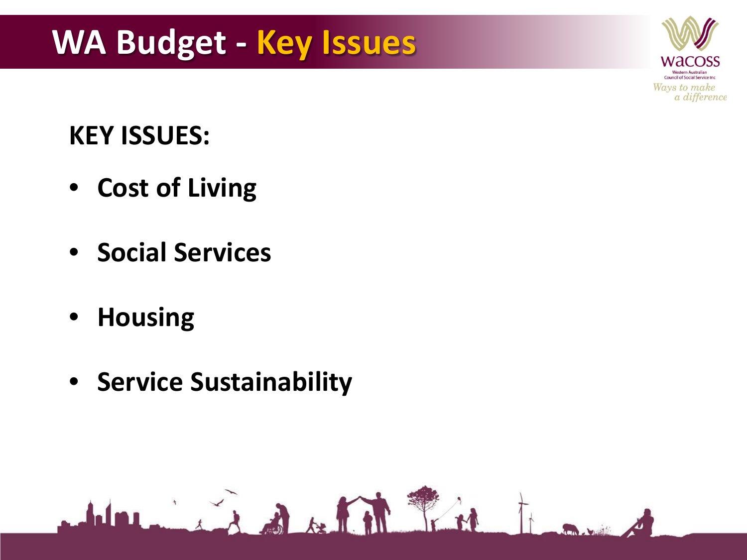# WA Budget - Key Issues

**KEY ISSUES:**

- **Cost of Living**
- **Social Services**
- **Housing**
- **Service Sustainability**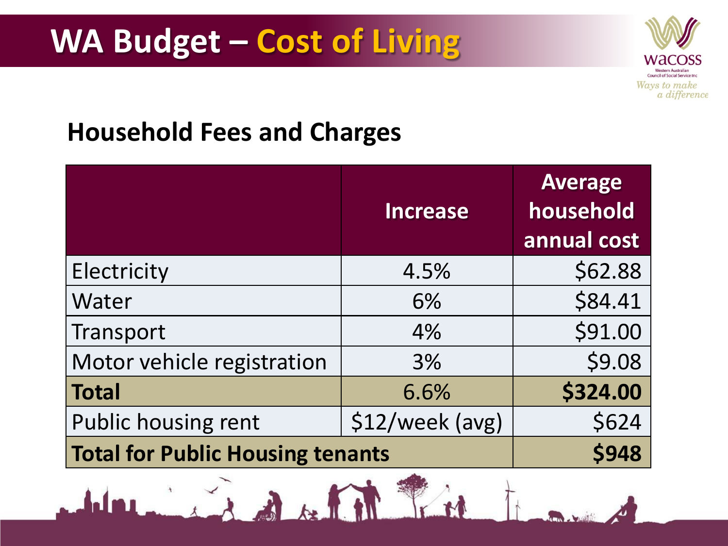# WA Budget – Cost of Living

## Household Fees and Charges

| | Increase | Average household annual cost |
|---|---|---|
| Electricity | 4.5% | $62.88 |
| Water | 6% | $84.41 |
| Transport | 4% | $91.00 |
| Motor vehicle registration | 3% | $9.08 |
| **Total** | 6.6% | **$324.00** |
| Public housing rent | $12/week (avg) | $624 |
| **Total for Public Housing tenants** | | **$948** |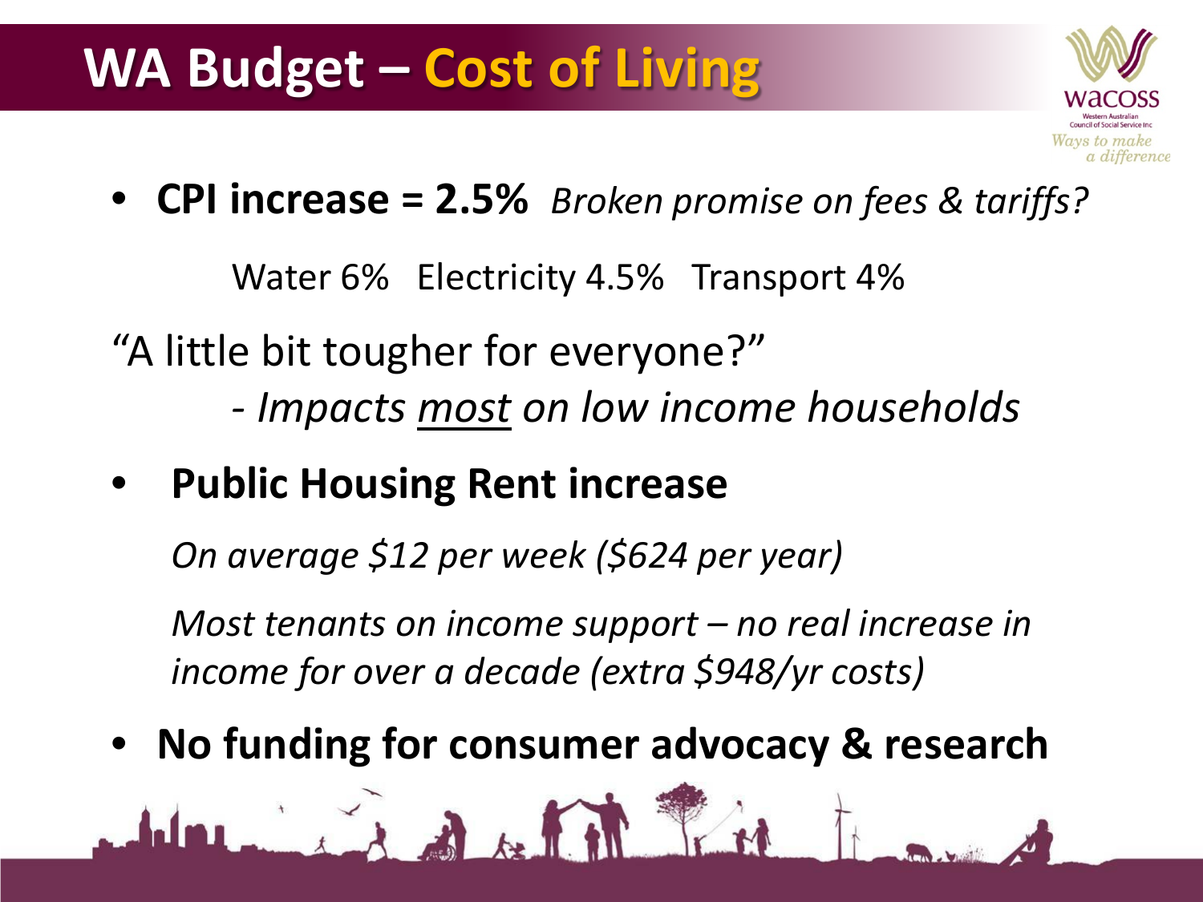# WA Budget – Cost of Living

- **CPI increase = 2.5%** *Broken promise on fees & tariffs?*

  Water 6%  Electricity 4.5%  Transport 4%

"A little bit tougher for everyone?"

*- Impacts* ***most*** *on low income households*

- **Public Housing Rent increase**

  *On average $12 per week ($624 per year)*

  *Most tenants on income support – no real increase in income for over a decade (extra $948/yr costs)*

- **No funding for consumer advocacy & research**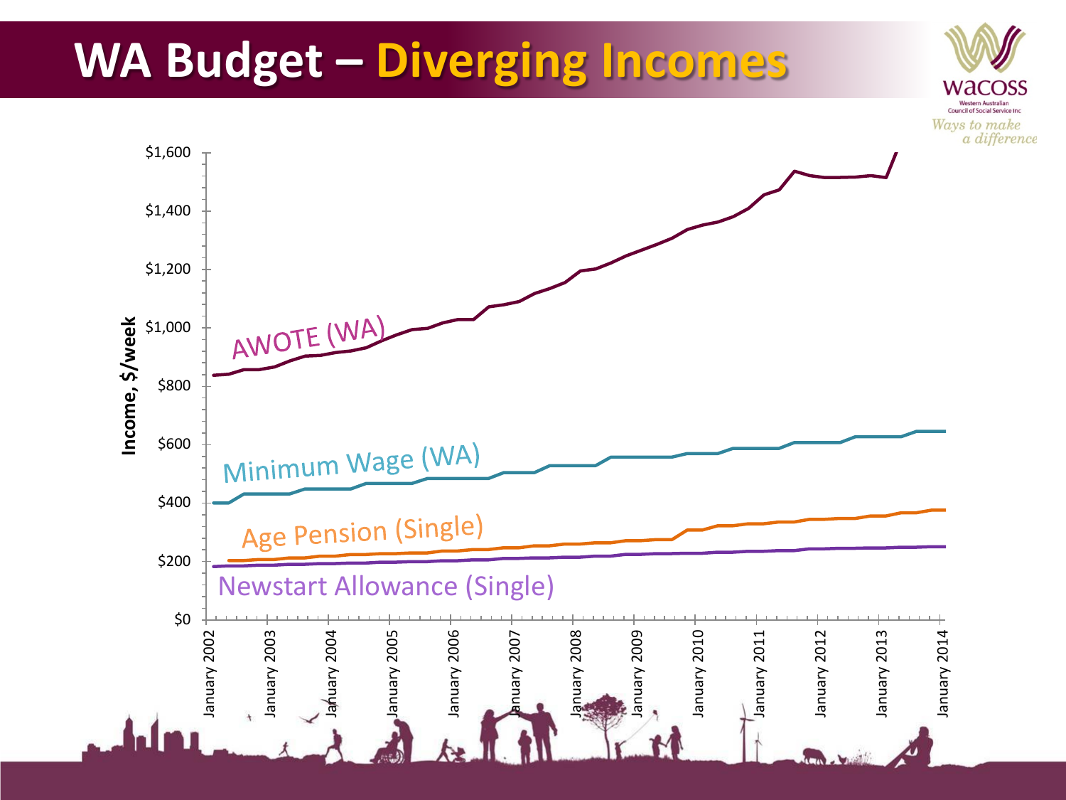# WA Budget – Diverging Incomes

WACOSS
Western Australian Council of Social Service Inc
*Ways to make a difference*

Income, $/week

$1,600
$1,400
$1,200
$1,000
$800
$600
$400
$200
$0

AWOTE (WA)

Minimum Wage (WA)

Age Pension (Single)

Newstart Allowance (Single)

January 2002, January 2003, January 2004, January 2005, January 2006, January 2007, January 2008, January 2009, January 2010, January 2011, January 2012, January 2013, January 2014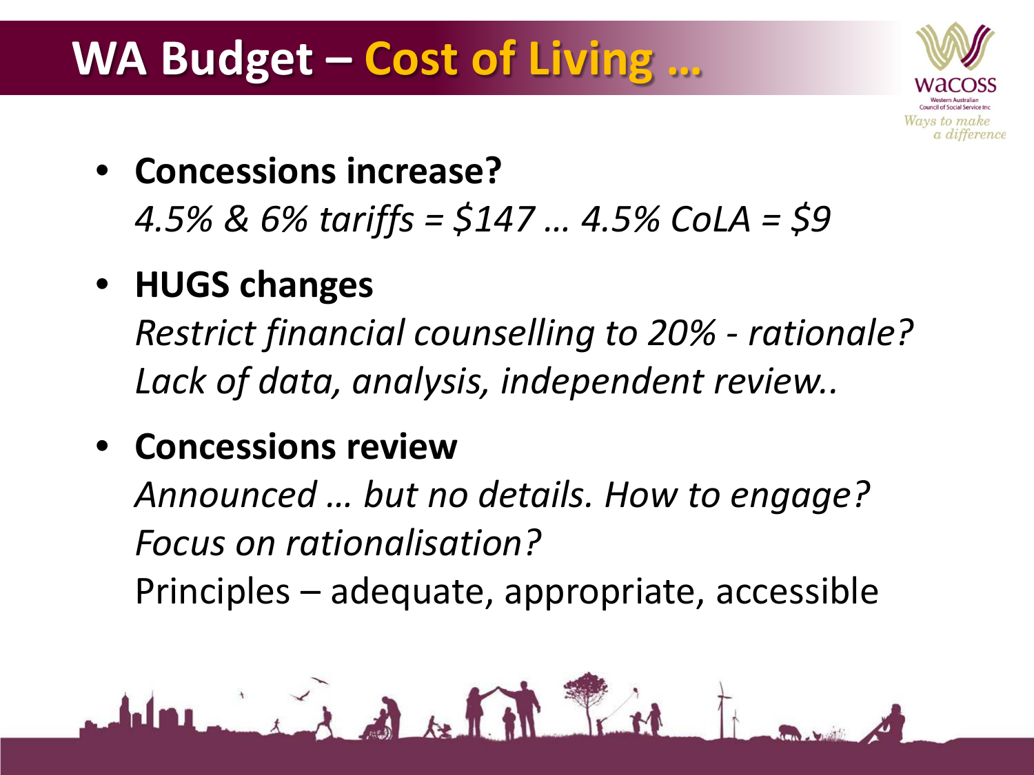# WA Budget – Cost of Living …

- **Concessions increase?**
  *4.5% & 6% tariffs = $147 … 4.5% CoLA = $9*
- **HUGS changes**
  *Restrict financial counselling to 20% - rationale?*
  *Lack of data, analysis, independent review..*
- **Concessions review**
  *Announced … but no details. How to engage?*
  *Focus on rationalisation?*
  Principles – adequate, appropriate, accessible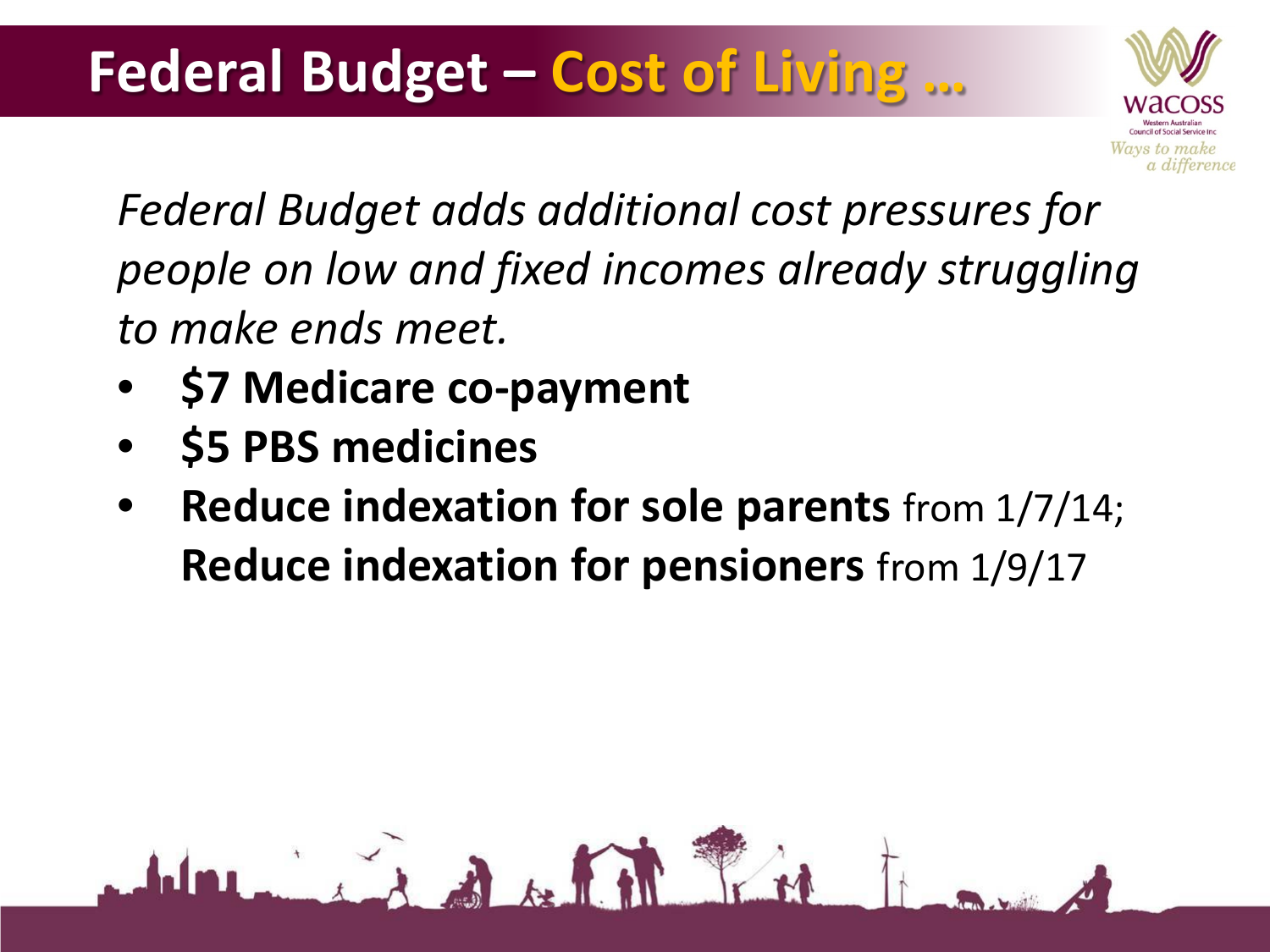# Federal Budget – Cost of Living …

*Federal Budget adds additional cost pressures for people on low and fixed incomes already struggling to make ends meet.*

- **$7 Medicare co-payment**
- **$5 PBS medicines**
- **Reduce indexation for sole parents** from 1/7/14; **Reduce indexation for pensioners** from 1/9/17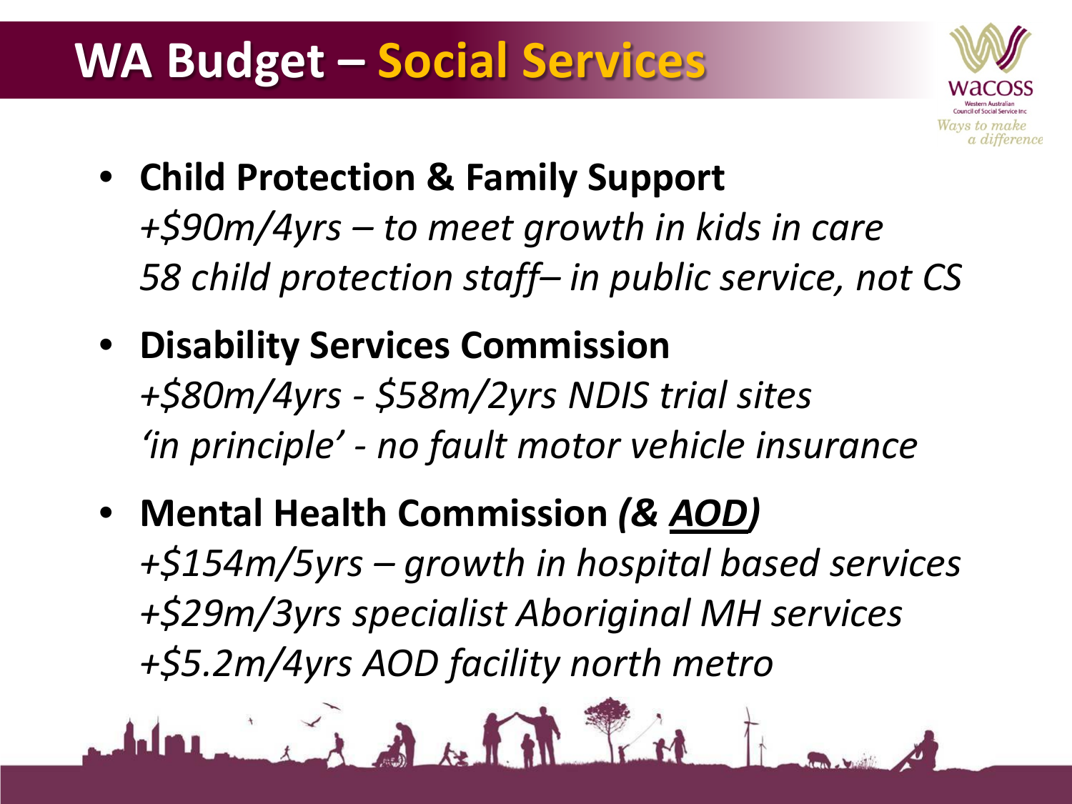# WA Budget – Social Services

- **Child Protection & Family Support**
  *+$90m/4yrs – to meet growth in kids in care*
  *58 child protection staff– in public service, not CS*

- **Disability Services Commission**
  *+$80m/4yrs - $58m/2yrs NDIS trial sites*
  *'in principle' - no fault motor vehicle insurance*

- **Mental Health Commission *(& AOD)***
  *+$154m/5yrs – growth in hospital based services*
  *+$29m/3yrs specialist Aboriginal MH services*
  *+$5.2m/4yrs AOD facility north metro*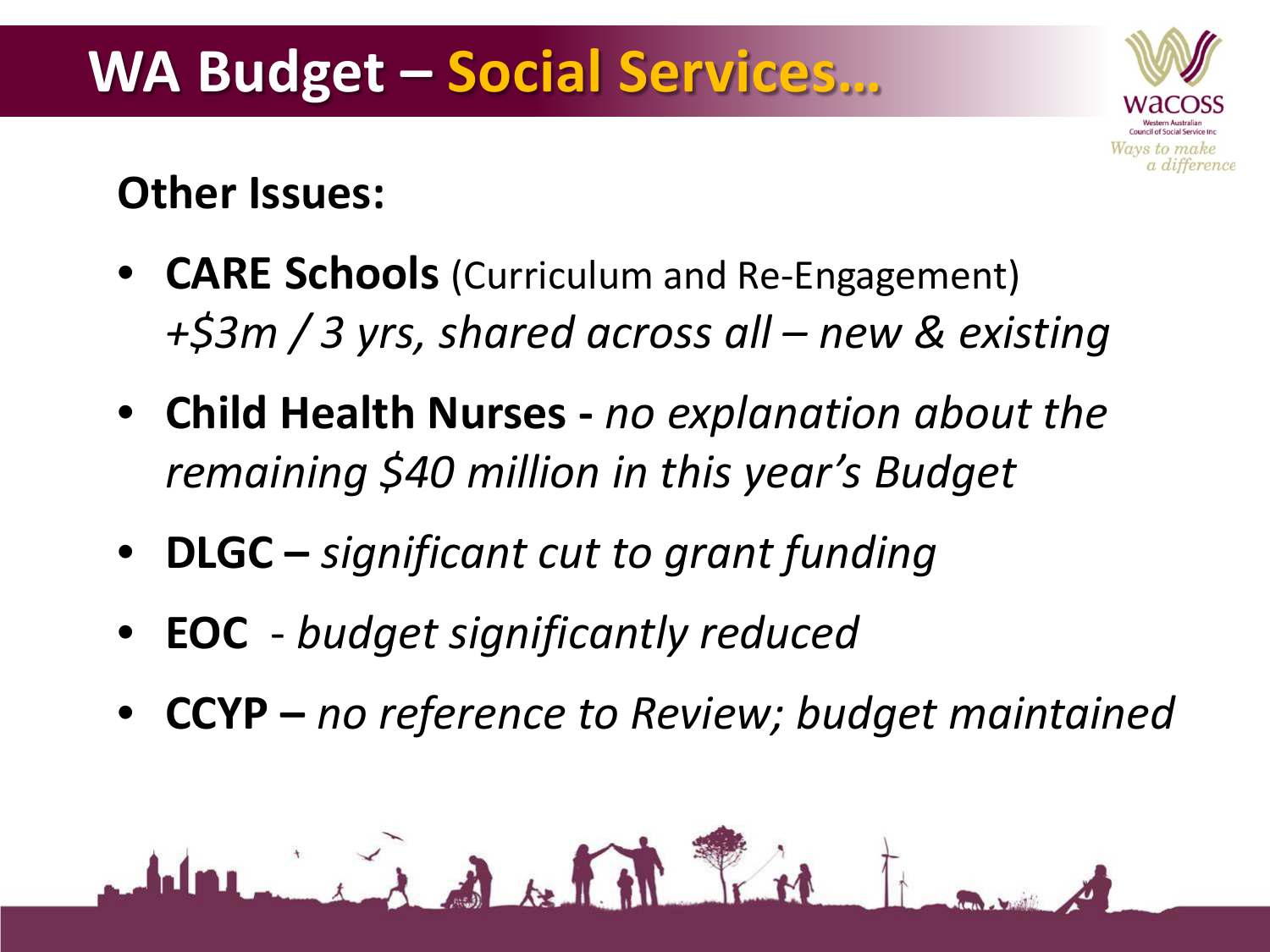# WA Budget – Social Services…

## Other Issues:

- **CARE Schools** (Curriculum and Re-Engagement) *+$3m / 3 yrs, shared across all – new & existing*
- **Child Health Nurses -** *no explanation about the remaining $40 million in this year's Budget*
- **DLGC –** *significant cut to grant funding*
- **EOC** - *budget significantly reduced*
- **CCYP –** *no reference to Review; budget maintained*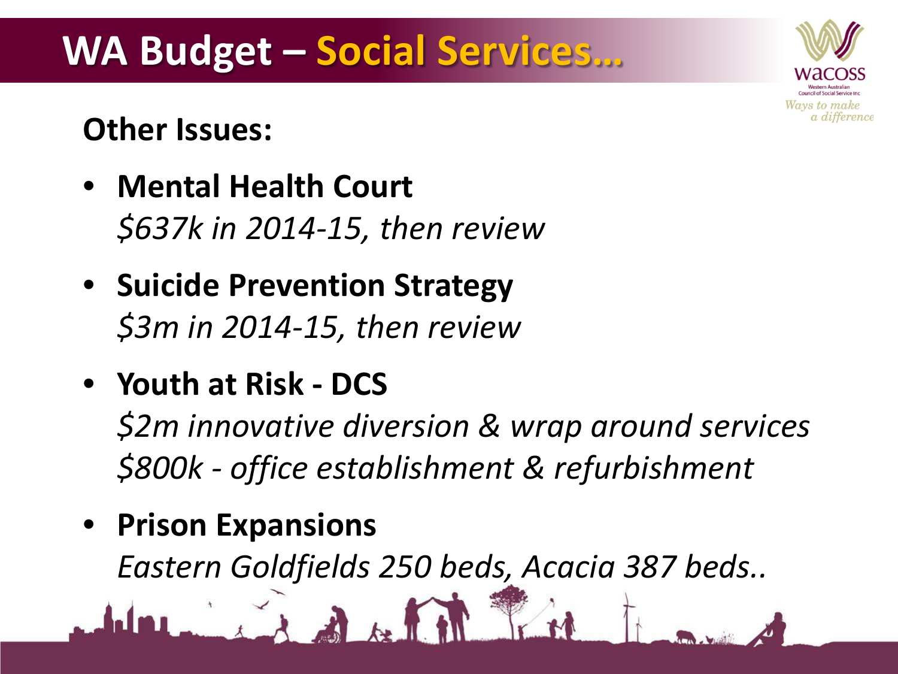# WA Budget – Social Services…

**Other Issues:**

- **Mental Health Court**
  *$637k in 2014-15, then review*
- **Suicide Prevention Strategy**
  *$3m in 2014-15, then review*
- **Youth at Risk - DCS**
  *$2m innovative diversion & wrap around services*
  *$800k - office establishment & refurbishment*
- **Prison Expansions**
  *Eastern Goldfields 250 beds, Acacia 387 beds..*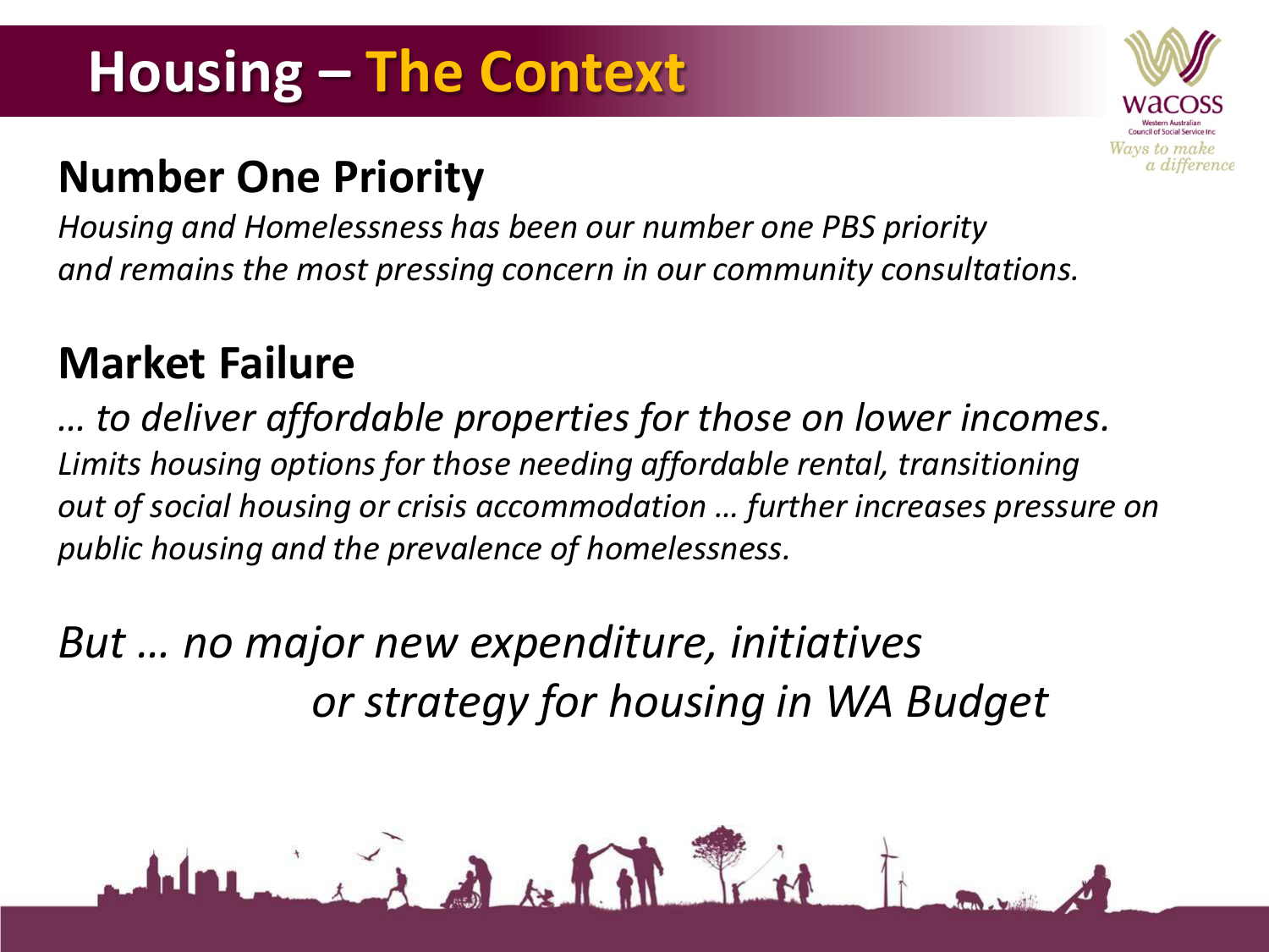# Housing – The Context

## Number One Priority

*Housing and Homelessness has been our number one PBS priority and remains the most pressing concern in our community consultations.*

## Market Failure

*… to deliver affordable properties for those on lower incomes.*
*Limits housing options for those needing affordable rental, transitioning out of social housing or crisis accommodation … further increases pressure on public housing and the prevalence of homelessness.*

*But … no major new expenditure, initiatives or strategy for housing in WA Budget*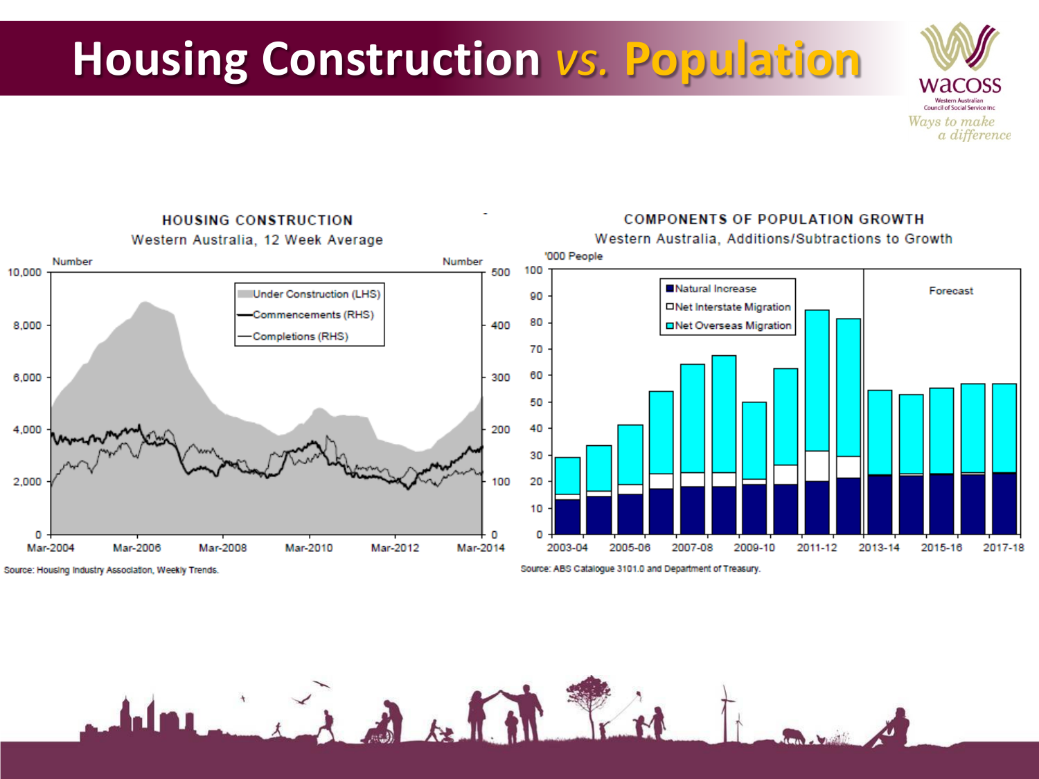# Housing Construction *vs.* Population

**HOUSING CONSTRUCTION**
Western Australia, 12 Week Average

Source: Housing Industry Association, Weekly Trends.

**COMPONENTS OF POPULATION GROWTH**
Western Australia, Additions/Subtractions to Growth

Source: ABS Catalogue 3101.0 and Department of Treasury.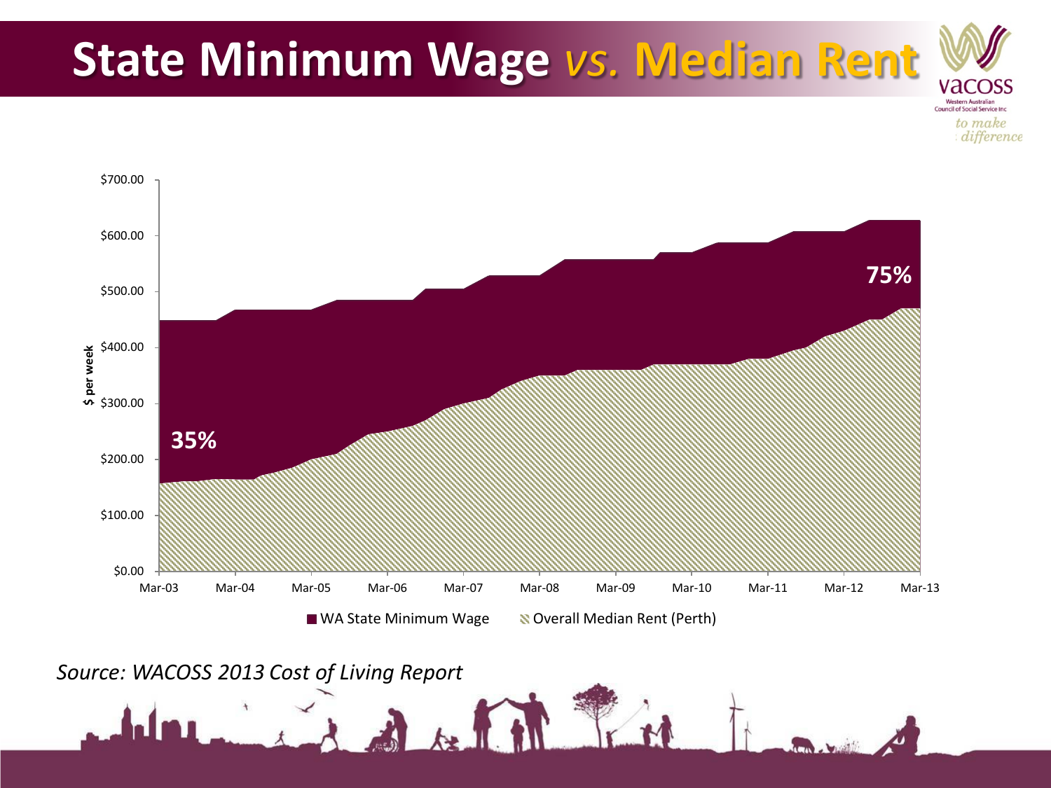# State Minimum Wage *vs.* Median Rent

$ per week

35%

75%

WA State Minimum Wage | Overall Median Rent (Perth)

Mar-03, Mar-04, Mar-05, Mar-06, Mar-07, Mar-08, Mar-09, Mar-10, Mar-11, Mar-12, Mar-13

$0.00, $100.00, $200.00, $300.00, $400.00, $500.00, $600.00, $700.00

*Source: WACOSS 2013 Cost of Living Report*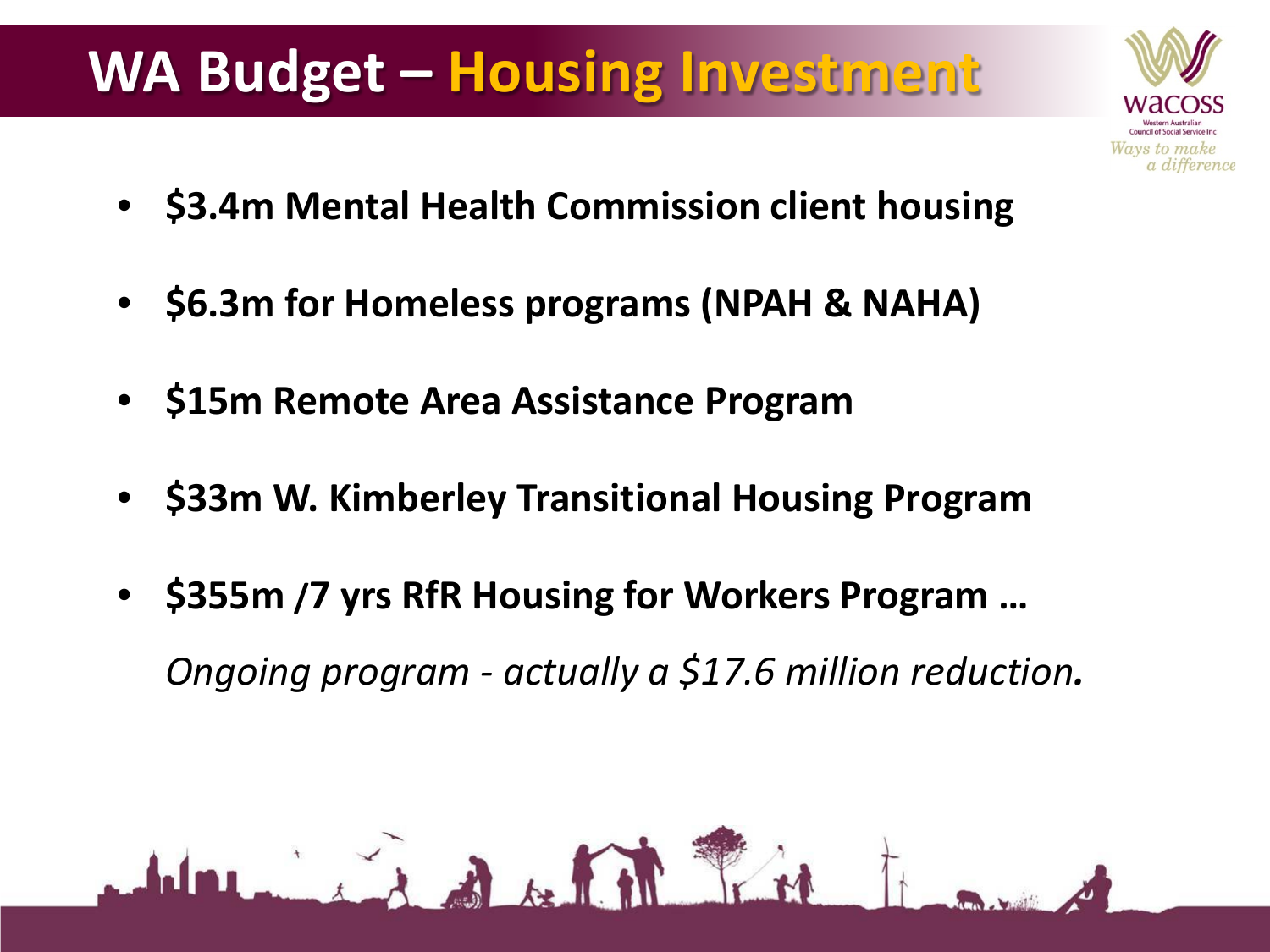# WA Budget – Housing Investment

- **$3.4m Mental Health Commission client housing**
- **$6.3m for Homeless programs (NPAH & NAHA)**
- **$15m Remote Area Assistance Program**
- **$33m W. Kimberley Transitional Housing Program**
- **$355m /7 yrs RfR Housing for Workers Program …**

  *Ongoing program - actually a $17.6 million reduction.*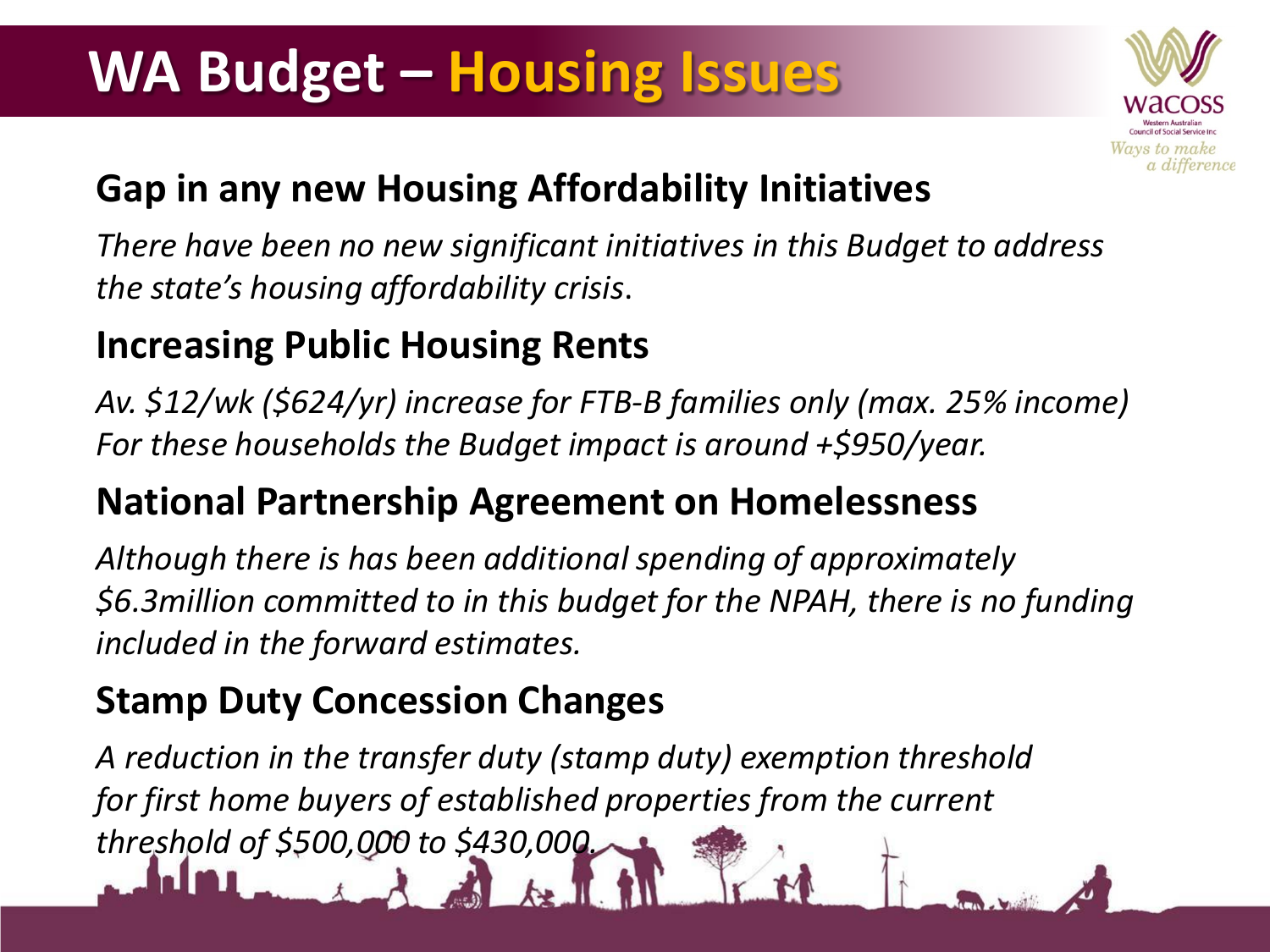# WA Budget – Housing Issues

## Gap in any new Housing Affordability Initiatives

*There have been no new significant initiatives in this Budget to address the state's housing affordability crisis*.

## Increasing Public Housing Rents

*Av. $12/wk ($624/yr) increase for FTB-B families only (max. 25% income) For these households the Budget impact is around +$950/year.*

## National Partnership Agreement on Homelessness

*Although there is has been additional spending of approximately $6.3million committed to in this budget for the NPAH, there is no funding included in the forward estimates.*

## Stamp Duty Concession Changes

*A reduction in the transfer duty (stamp duty) exemption threshold for first home buyers of established properties from the current threshold of $500,000 to $430,000.*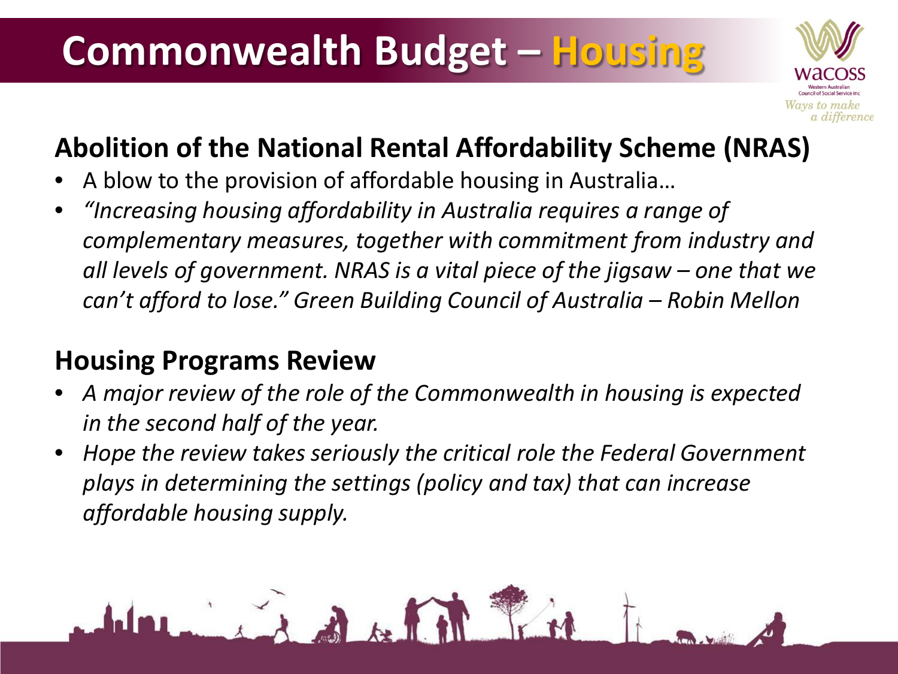# Commonwealth Budget – Housing

## Abolition of the National Rental Affordability Scheme (NRAS)

- A blow to the provision of affordable housing in Australia…
- *"Increasing housing affordability in Australia requires a range of complementary measures, together with commitment from industry and all levels of government. NRAS is a vital piece of the jigsaw – one that we can't afford to lose." Green Building Council of Australia – Robin Mellon*

## Housing Programs Review

- *A major review of the role of the Commonwealth in housing is expected in the second half of the year.*
- *Hope the review takes seriously the critical role the Federal Government plays in determining the settings (policy and tax) that can increase affordable housing supply.*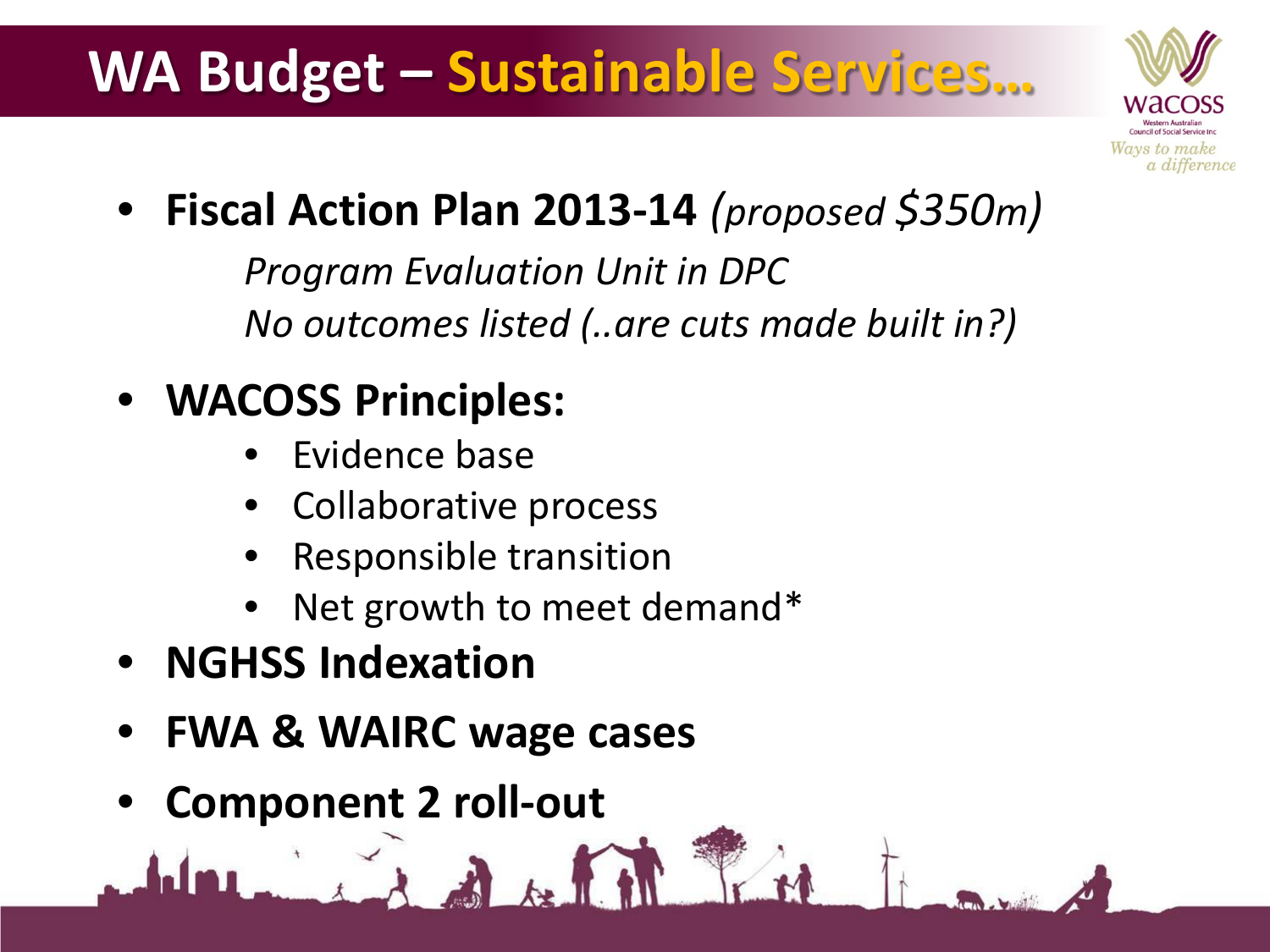# WA Budget – Sustainable Services…

- **Fiscal Action Plan 2013-14** *(proposed $350m)*

  *Program Evaluation Unit in DPC*

  *No outcomes listed (..are cuts made built in?)*

- **WACOSS Principles:**
  - Evidence base
  - Collaborative process
  - Responsible transition
  - Net growth to meet demand*
- **NGHSS Indexation**
- **FWA & WAIRC wage cases**
- **Component 2 roll-out**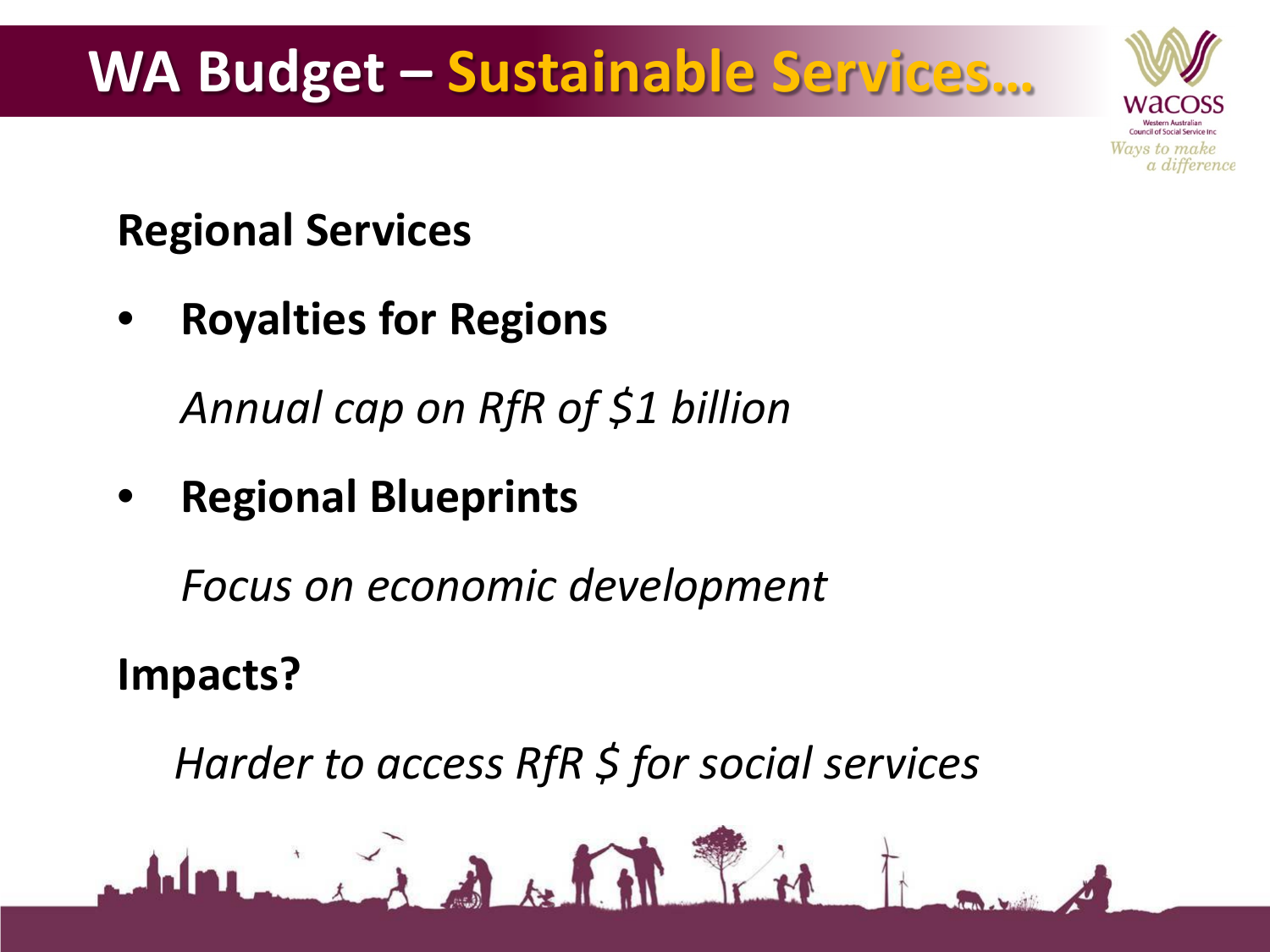# WA Budget – Sustainable Services…

**Regional Services**

- **Royalties for Regions**

  *Annual cap on RfR of $1 billion*

- **Regional Blueprints**

  *Focus on economic development*

**Impacts?**

*Harder to access RfR $ for social services*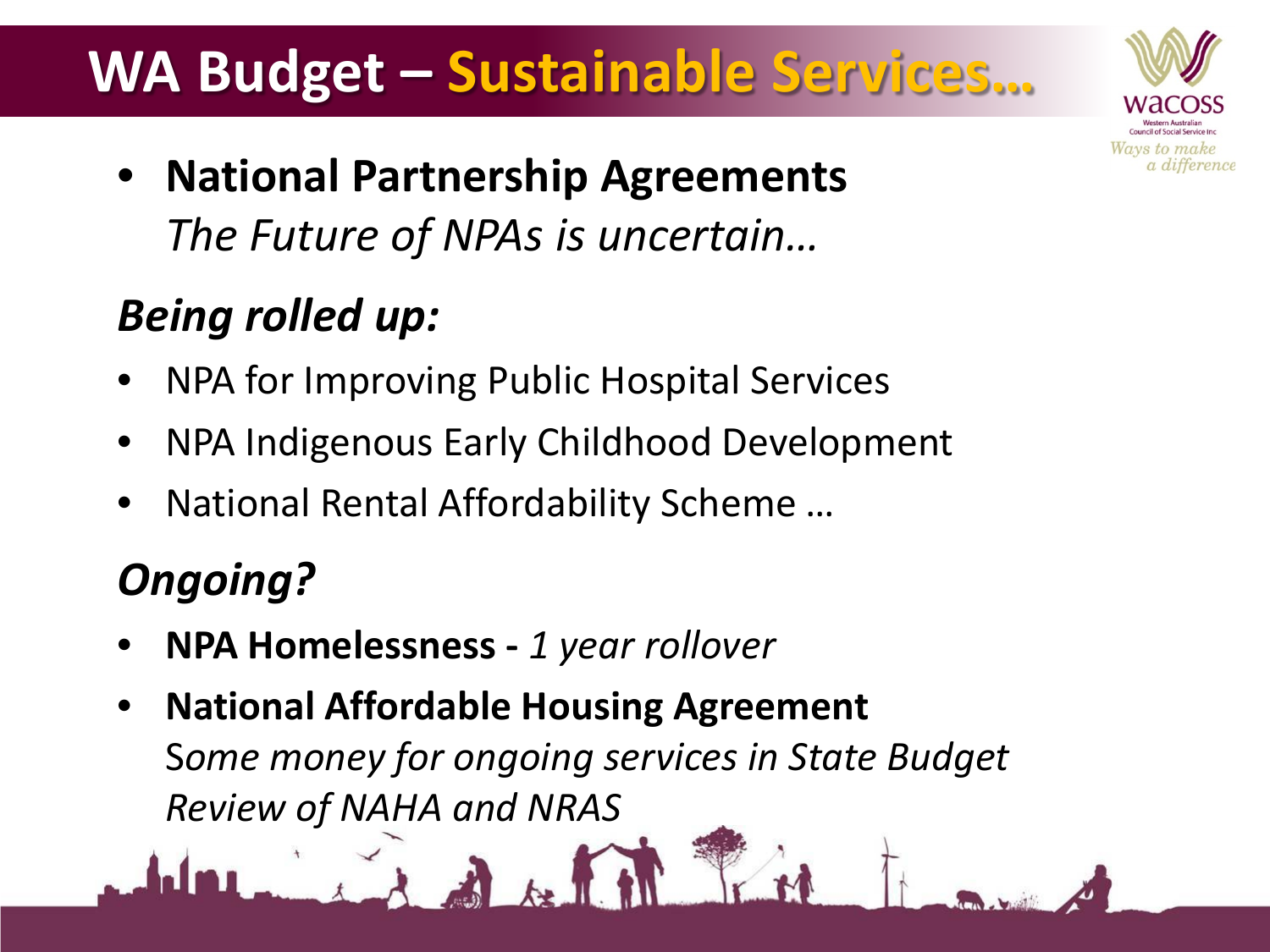# WA Budget – Sustainable Services…

- **National Partnership Agreements**
  *The Future of NPAs is uncertain…*

### *Being rolled up:*

- NPA for Improving Public Hospital Services
- NPA Indigenous Early Childhood Development
- National Rental Affordability Scheme …

### *Ongoing?*

- **NPA Homelessness -** *1 year rollover*
- **National Affordable Housing Agreement**
  *Some money for ongoing services in State Budget*
  *Review of NAHA and NRAS*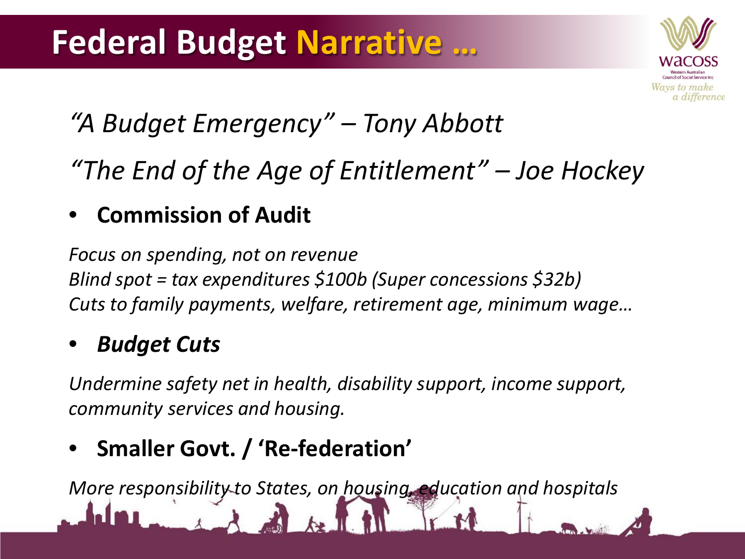# Federal Budget Narrative …

*"A Budget Emergency" – Tony Abbott*

*"The End of the Age of Entitlement" – Joe Hockey*

- **Commission of Audit**

*Focus on spending, not on revenue*
*Blind spot = tax expenditures $100b (Super concessions $32b)*
*Cuts to family payments, welfare, retirement age, minimum wage…*

- ***Budget Cuts***

*Undermine safety net in health, disability support, income support, community services and housing.*

- **Smaller Govt. / 'Re-federation'**

*More responsibility to States, on housing, education and hospitals*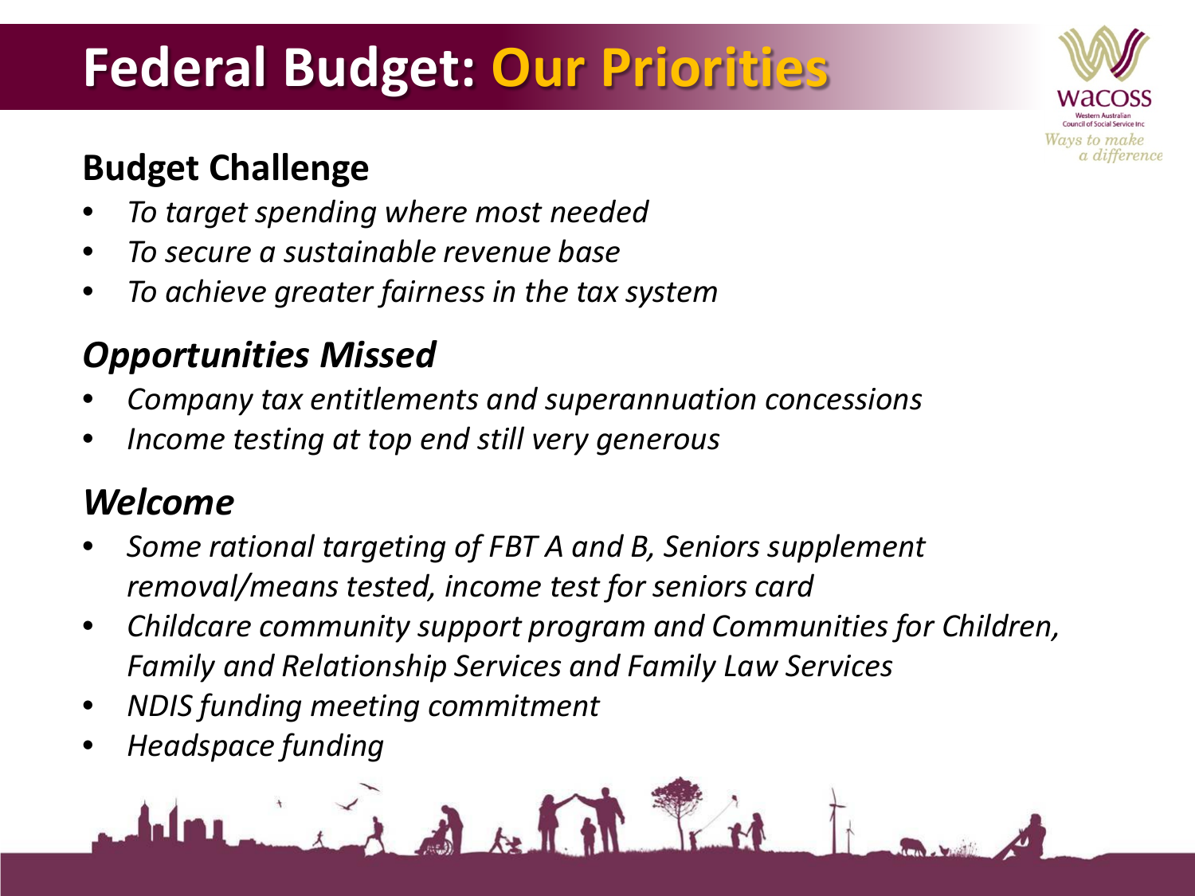# Federal Budget: Our Priorities

WACOSS
Western Australian Council of Social Service Inc
*Ways to make a difference*

## Budget Challenge

- *To target spending where most needed*
- *To secure a sustainable revenue base*
- *To achieve greater fairness in the tax system*

## *Opportunities Missed*

- *Company tax entitlements and superannuation concessions*
- *Income testing at top end still very generous*

## *Welcome*

- *Some rational targeting of FBT A and B, Seniors supplement removal/means tested, income test for seniors card*
- *Childcare community support program and Communities for Children, Family and Relationship Services and Family Law Services*
- *NDIS funding meeting commitment*
- *Headspace funding*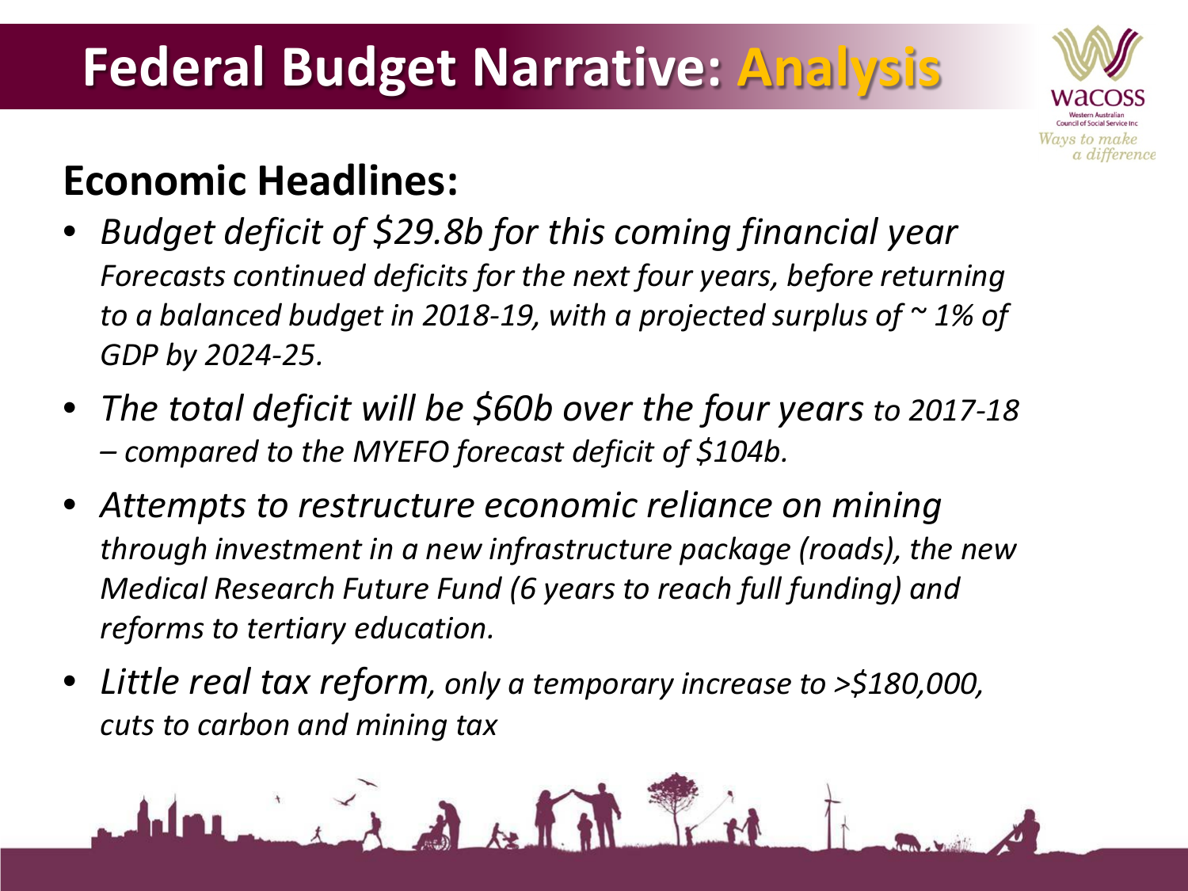# Federal Budget Narrative: Analysis

## Economic Headlines:

- *Budget deficit of $29.8b for this coming financial year*
  *Forecasts continued deficits for the next four years, before returning to a balanced budget in 2018-19, with a projected surplus of ~ 1% of GDP by 2024-25.*
- *The total deficit will be $60b over the four years to 2017-18 – compared to the MYEFO forecast deficit of $104b.*
- *Attempts to restructure economic reliance on mining through investment in a new infrastructure package (roads), the new Medical Research Future Fund (6 years to reach full funding) and reforms to tertiary education.*
- *Little real tax reform, only a temporary increase to >$180,000, cuts to carbon and mining tax*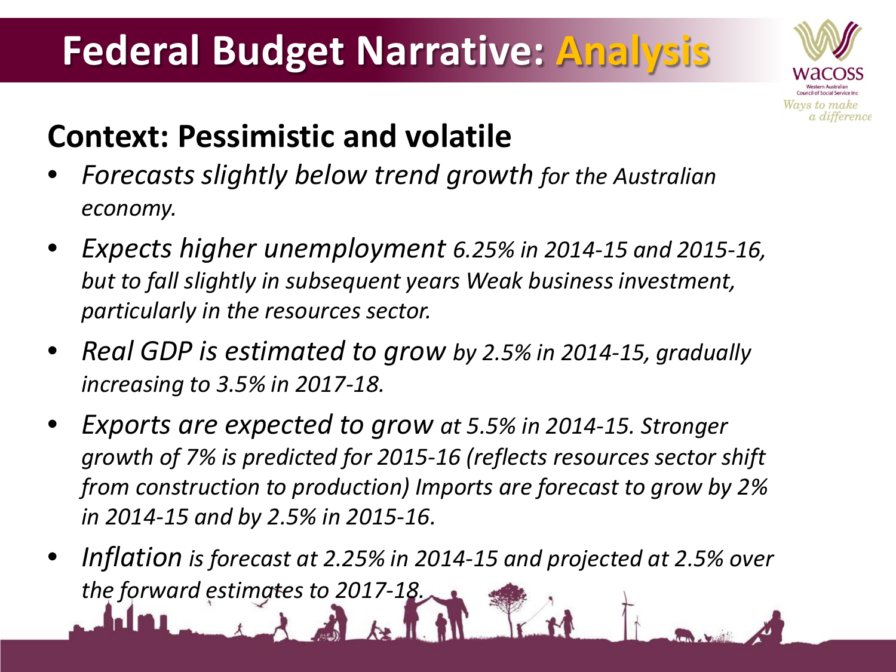# Federal Budget Narrative: Analysis

## Context: Pessimistic and volatile

- *Forecasts slightly below trend growth for the Australian economy.*
- *Expects higher unemployment 6.25% in 2014-15 and 2015-16, but to fall slightly in subsequent years Weak business investment, particularly in the resources sector.*
- *Real GDP is estimated to grow by 2.5% in 2014-15, gradually increasing to 3.5% in 2017-18.*
- *Exports are expected to grow at 5.5% in 2014-15. Stronger growth of 7% is predicted for 2015-16 (reflects resources sector shift from construction to production) Imports are forecast to grow by 2% in 2014-15 and by 2.5% in 2015-16.*
- *Inflation is forecast at 2.25% in 2014-15 and projected at 2.5% over the forward estimates to 2017-18.*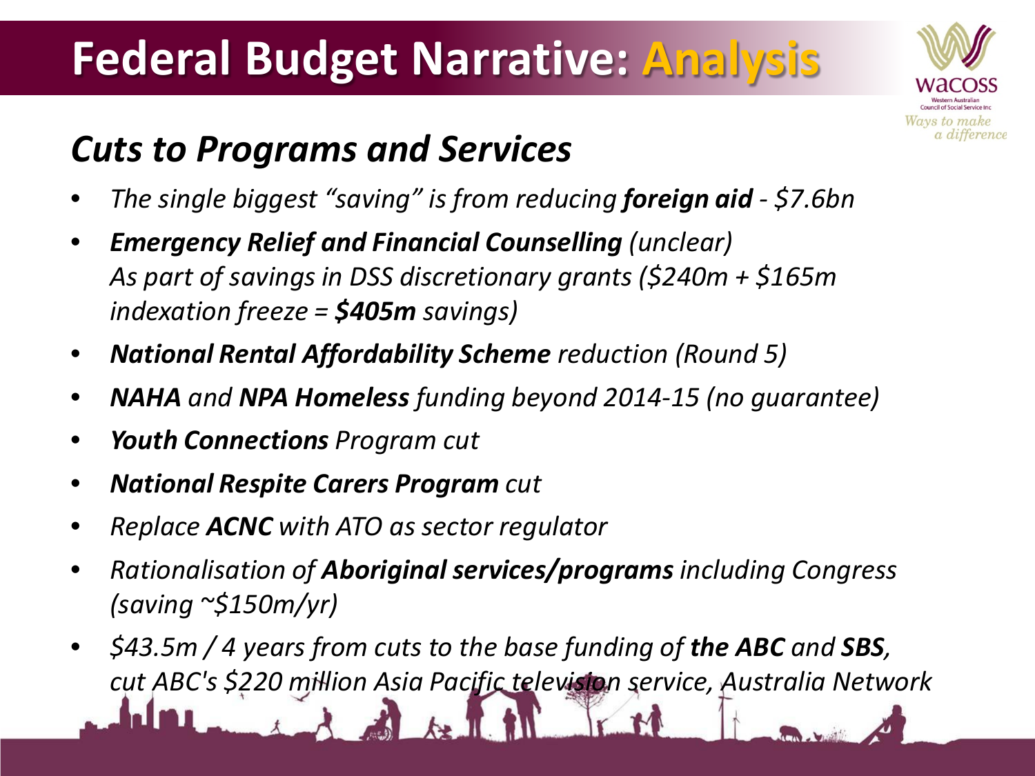# Federal Budget Narrative: Analysis

## *Cuts to Programs and Services*

- *The single biggest "saving" is from reducing **foreign aid** - $7.6bn*
- ***Emergency Relief and Financial Counselling** (unclear)*
  *As part of savings in DSS discretionary grants ($240m + $165m indexation freeze = **$405m** savings)*
- ***National Rental Affordability Scheme** reduction (Round 5)*
- ***NAHA** and **NPA Homeless** funding beyond 2014-15 (no guarantee)*
- ***Youth Connections** Program cut*
- ***National Respite Carers Program** cut*
- *Replace **ACNC** with ATO as sector regulator*
- *Rationalisation of **Aboriginal services/programs** including Congress (saving ~$150m/yr)*
- *$43.5m / 4 years from cuts to the base funding of **the ABC** and **SBS**, cut ABC's $220 million Asia Pacific television service, Australia Network*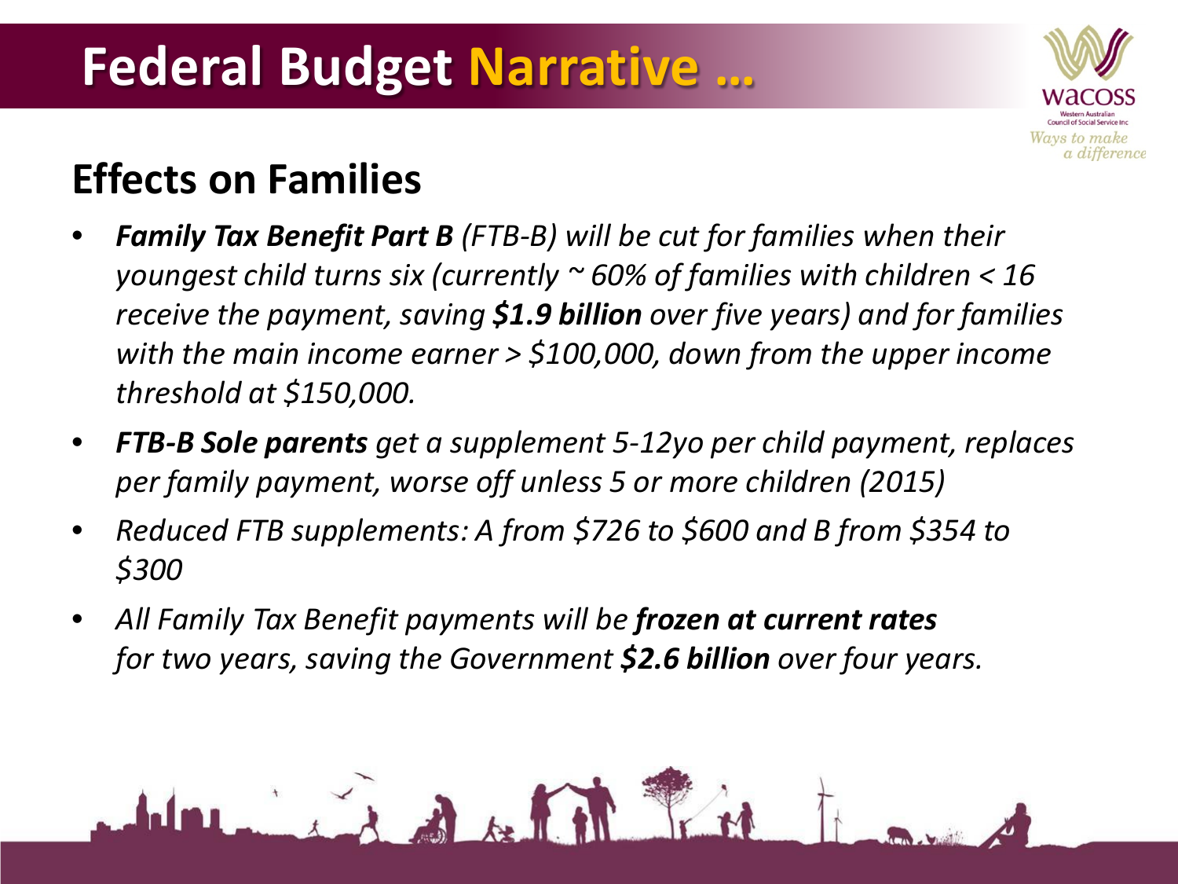# Federal Budget Narrative …

## Effects on Families

- ***Family Tax Benefit Part B*** *(FTB-B) will be cut for families when their youngest child turns six (currently ~ 60% of families with children < 16 receive the payment, saving* ***$1.9 billion*** *over five years) and for families with the main income earner > $100,000, down from the upper income threshold at $150,000.*
- ***FTB-B Sole parents*** *get a supplement 5-12yo per child payment, replaces per family payment, worse off unless 5 or more children (2015)*
- *Reduced FTB supplements: A from $726 to $600 and B from $354 to $300*
- *All Family Tax Benefit payments will be* ***frozen at current rates*** *for two years, saving the Government* ***$2.6 billion*** *over four years.*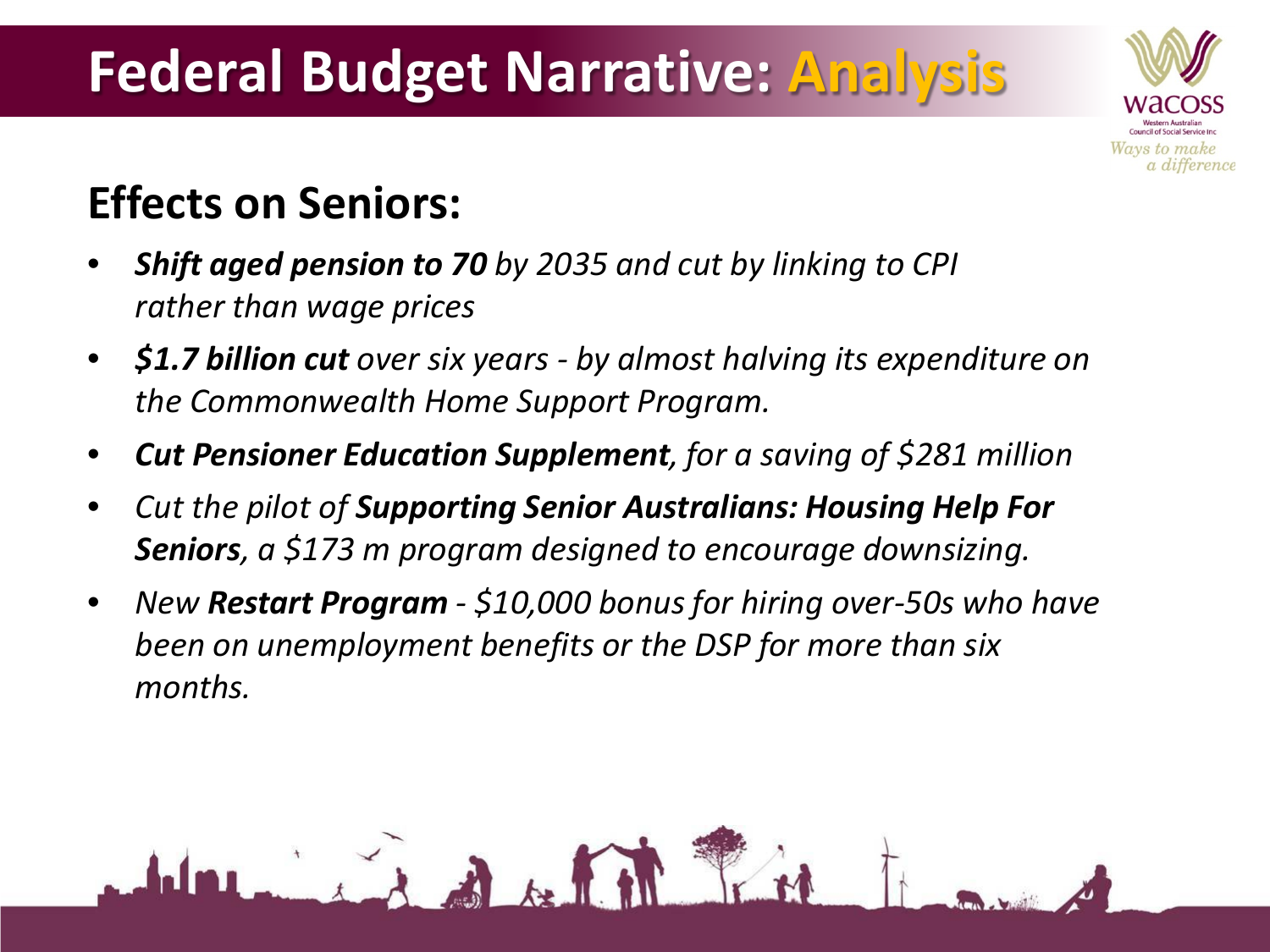# Federal Budget Narrative: Analysis

## Effects on Seniors:

- ***Shift aged pension to 70*** *by 2035 and cut by linking to CPI rather than wage prices*
- ***$1.7 billion cut*** *over six years - by almost halving its expenditure on the Commonwealth Home Support Program.*
- ***Cut Pensioner Education Supplement****, for a saving of $281 million*
- *Cut the pilot of* ***Supporting Senior Australians: Housing Help For Seniors****, a $173 m program designed to encourage downsizing.*
- *New* ***Restart Program*** *- $10,000 bonus for hiring over-50s who have been on unemployment benefits or the DSP for more than six months.*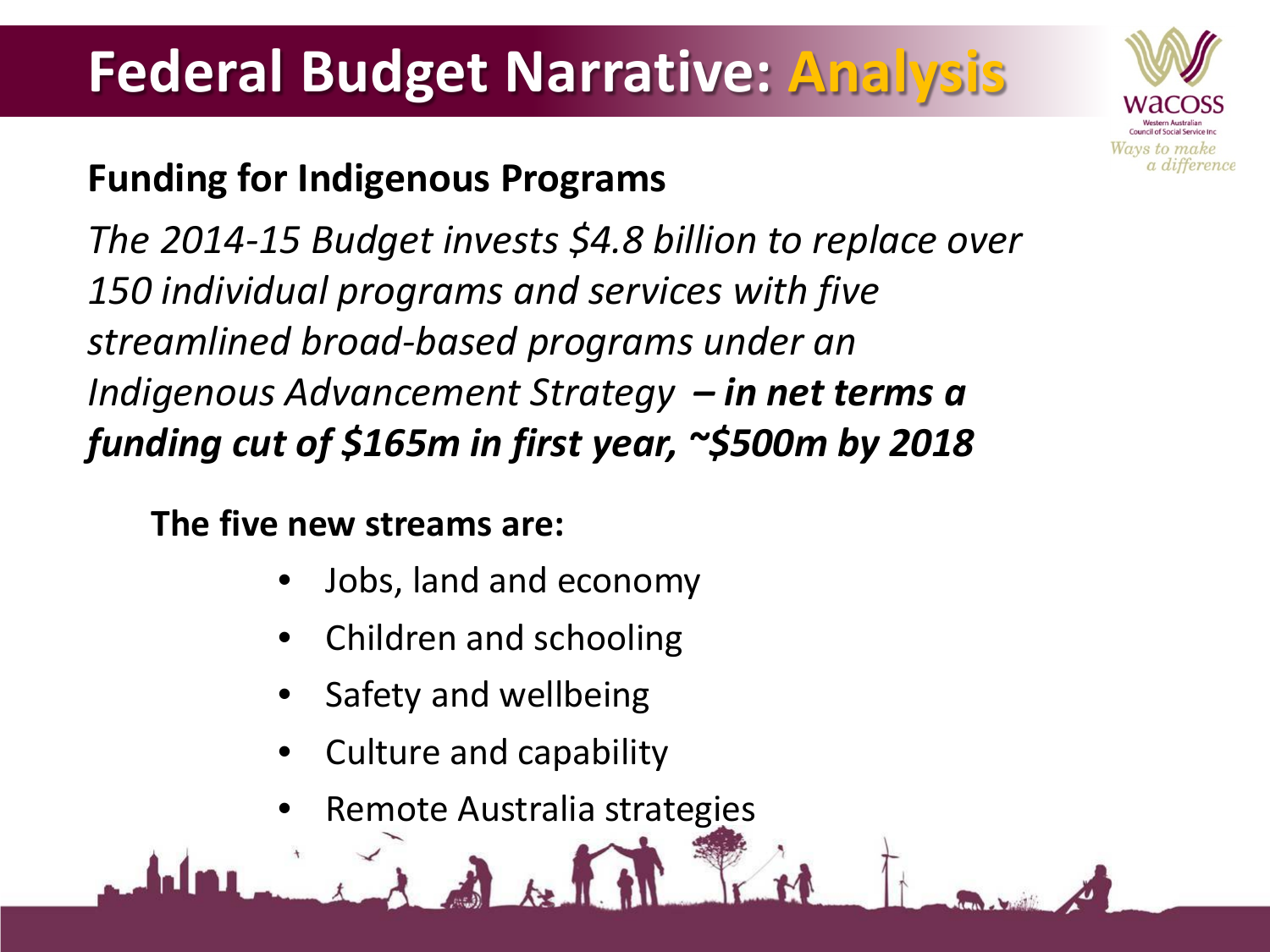# Federal Budget Narrative: Analysis

**Funding for Indigenous Programs**

*The 2014-15 Budget invests $4.8 billion to replace over 150 individual programs and services with five streamlined broad-based programs under an Indigenous Advancement Strategy* ***– in net terms a funding cut of $165m in first year, ~$500m by 2018***

**The five new streams are:**

- Jobs, land and economy
- Children and schooling
- Safety and wellbeing
- Culture and capability
- Remote Australia strategies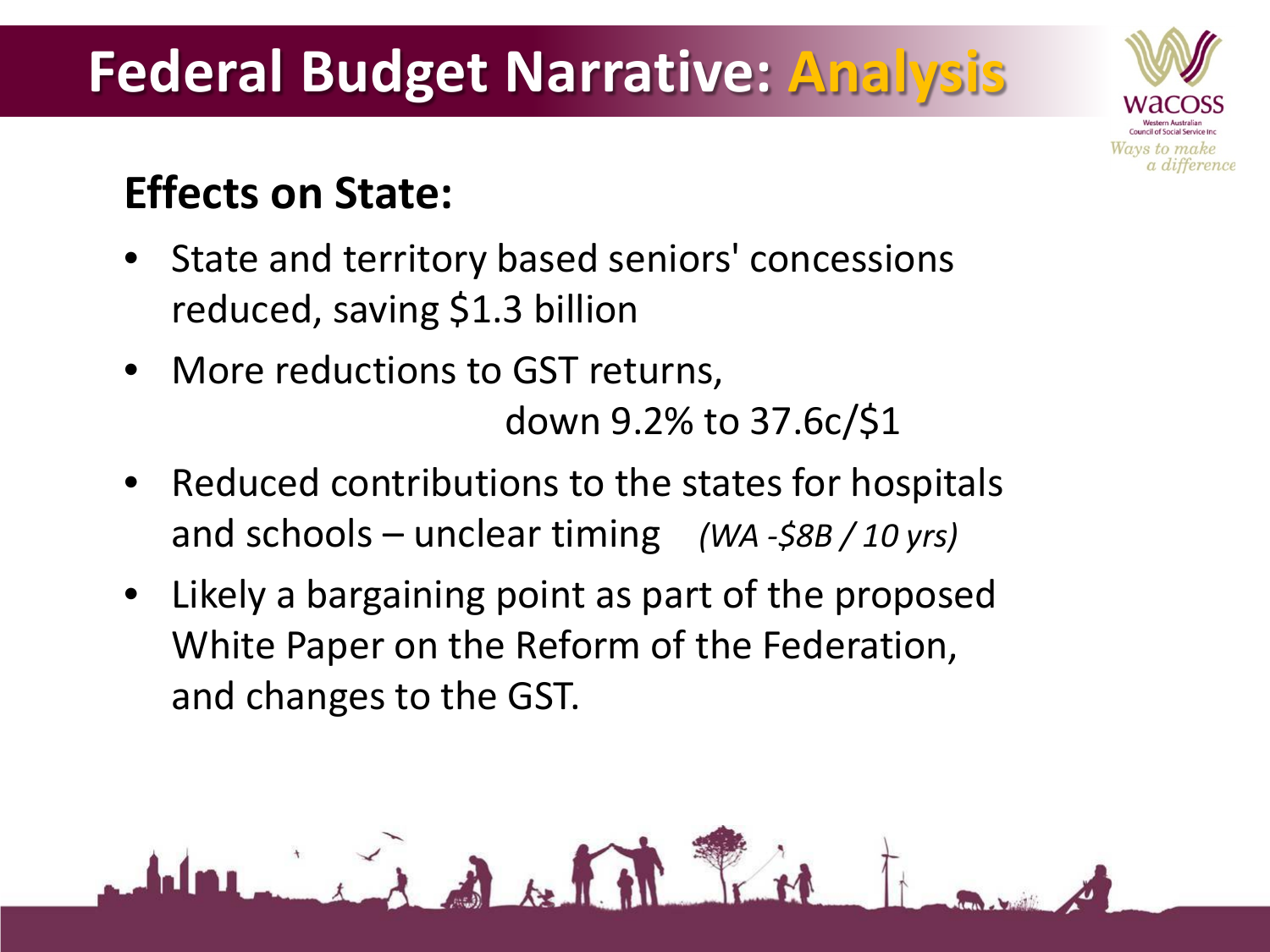# Federal Budget Narrative: Analysis

## Effects on State:

- State and territory based seniors' concessions reduced, saving $1.3 billion
- More reductions to GST returns, down 9.2% to 37.6c/$1
- Reduced contributions to the states for hospitals and schools – unclear timing *(WA -$8B / 10 yrs)*
- Likely a bargaining point as part of the proposed White Paper on the Reform of the Federation, and changes to the GST.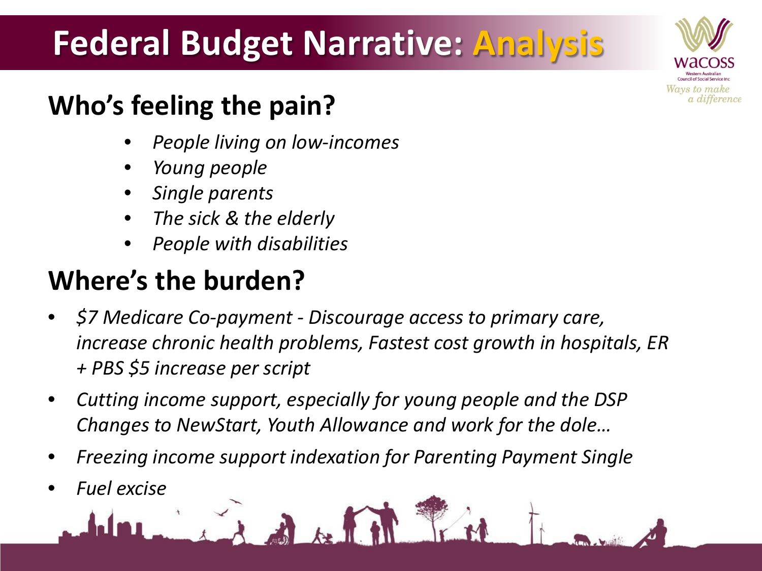# Federal Budget Narrative: Analysis

## Who's feeling the pain?

- *People living on low-incomes*
- *Young people*
- *Single parents*
- *The sick & the elderly*
- *People with disabilities*

## Where's the burden?

- *$7 Medicare Co-payment - Discourage access to primary care, increase chronic health problems, Fastest cost growth in hospitals, ER + PBS $5 increase per script*
- *Cutting income support, especially for young people and the DSP Changes to NewStart, Youth Allowance and work for the dole…*
- *Freezing income support indexation for Parenting Payment Single*
- *Fuel excise*